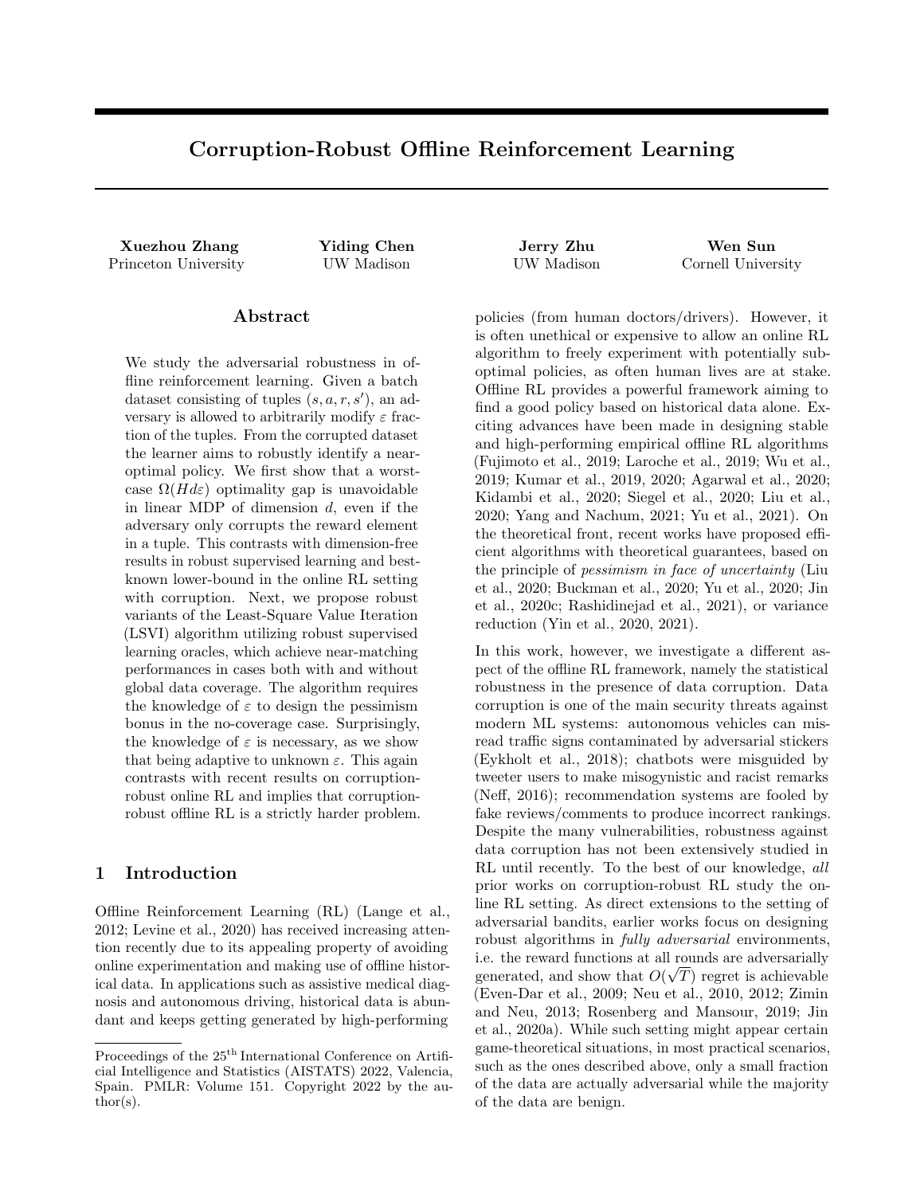# Corruption-Robust Offline Reinforcement Learning

**Xuezhou Zhang**
Princeton University

**Yiding Chen**
UW Madison

**Jerry Zhu**
UW Madison

**Wen Sun**
Cornell University

## Abstract

We study the adversarial robustness in offline reinforcement learning. Given a batch dataset consisting of tuples $(s, a, r, s')$, an adversary is allowed to arbitrarily modify $\varepsilon$ fraction of the tuples. From the corrupted dataset the learner aims to robustly identify a near-optimal policy. We first show that a worst-case $\Omega(Hd\varepsilon)$ optimality gap is unavoidable in linear MDP of dimension $d$, even if the adversary only corrupts the reward element in a tuple. This contrasts with dimension-free results in robust supervised learning and best-known lower-bound in the online RL setting with corruption. Next, we propose robust variants of the Least-Square Value Iteration (LSVI) algorithm utilizing robust supervised learning oracles, which achieve near-matching performances in cases both with and without global data coverage. The algorithm requires the knowledge of $\varepsilon$ to design the pessimism bonus in the no-coverage case. Surprisingly, the knowledge of $\varepsilon$ is necessary, as we show that being adaptive to unknown $\varepsilon$. This again contrasts with recent results on corruption-robust online RL and implies that corruption-robust offline RL is a strictly harder problem.

## 1 Introduction

Offline Reinforcement Learning (RL) (Lange et al., 2012; Levine et al., 2020) has received increasing attention recently due to its appealing property of avoiding online experimentation and making use of offline historical data. In applications such as assistive medical diagnosis and autonomous driving, historical data is abundant and keeps getting generated by high-performing policies (from human doctors/drivers). However, it is often unethical or expensive to allow an online RL algorithm to freely experiment with potentially suboptimal policies, as often human lives are at stake. Offline RL provides a powerful framework aiming to find a good policy based on historical data alone. Exciting advances have been made in designing stable and high-performing empirical offline RL algorithms (Fujimoto et al., 2019; Laroche et al., 2019; Wu et al., 2019; Kumar et al., 2019, 2020; Agarwal et al., 2020; Kidambi et al., 2020; Siegel et al., 2020; Liu et al., 2020; Yang and Nachum, 2021; Yu et al., 2021). On the theoretical front, recent works have proposed efficient algorithms with theoretical guarantees, based on the principle of *pessimism in face of uncertainty* (Liu et al., 2020; Buckman et al., 2020; Yu et al., 2020; Jin et al., 2020c; Rashidinejad et al., 2021), or variance reduction (Yin et al., 2020, 2021).

In this work, however, we investigate a different aspect of the offline RL framework, namely the statistical robustness in the presence of data corruption. Data corruption is one of the main security threats against modern ML systems: autonomous vehicles can misread traffic signs contaminated by adversarial stickers (Eykholt et al., 2018); chatbots were misguided by tweeter users to make misogynistic and racist remarks (Neff, 2016); recommendation systems are fooled by fake reviews/comments to produce incorrect rankings. Despite the many vulnerabilities, robustness against data corruption has not been extensively studied in RL until recently. To the best of our knowledge, *all* prior works on corruption-robust RL study the online RL setting. As direct extensions to the setting of adversarial bandits, earlier works focus on designing robust algorithms in *fully adversarial* environments, i.e. the reward functions at all rounds are adversarially generated, and show that $O(\sqrt{T})$ regret is achievable (Even-Dar et al., 2009; Neu et al., 2010, 2012; Zimin and Neu, 2013; Rosenberg and Mansour, 2019; Jin et al., 2020a). While such setting might appear certain game-theoretical situations, in most practical scenarios, such as the ones described above, only a small fraction of the data are actually adversarial while the majority of the data are benign.

Proceedings of the 25[th] International Conference on Artificial Intelligence and Statistics (AISTATS) 2022, Valencia, Spain. PMLR: Volume 151. Copyright 2022 by the author(s).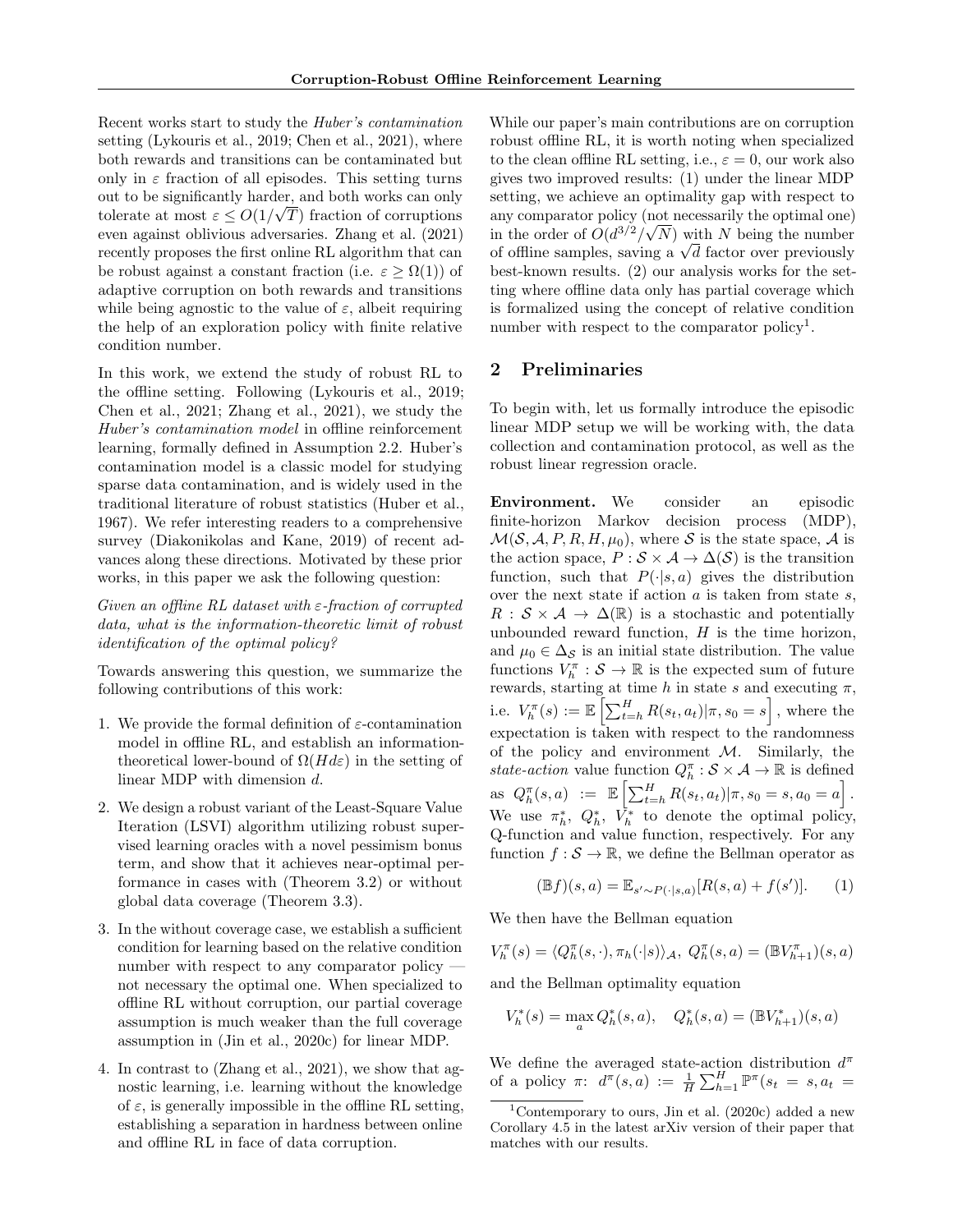Recent works start to study the *Huber's contamination* setting (Lykouris et al., 2019; Chen et al., 2021), where both rewards and transitions can be contaminated but only in $\varepsilon$ fraction of all episodes. This setting turns out to be significantly harder, and both works can only tolerate at most $\varepsilon \leq O(1/\sqrt{T})$ fraction of corruptions even against oblivious adversaries. Zhang et al. (2021) recently proposes the first online RL algorithm that can be robust against a constant fraction (i.e. $\varepsilon \geq \Omega(1)$) of adaptive corruption on both rewards and transitions while being agnostic to the value of $\varepsilon$, albeit requiring the help of an exploration policy with finite relative condition number.

In this work, we extend the study of robust RL to the offline setting. Following (Lykouris et al., 2019; Chen et al., 2021; Zhang et al., 2021), we study the *Huber's contamination model* in offline reinforcement learning, formally defined in Assumption 2.2. Huber's contamination model is a classic model for studying sparse data contamination, and is widely used in the traditional literature of robust statistics (Huber et al., 1967). We refer interesting readers to a comprehensive survey (Diakonikolas and Kane, 2019) of recent advances along these directions. Motivated by these prior works, in this paper we ask the following question:

*Given an offline RL dataset with $\varepsilon$-fraction of corrupted data, what is the information-theoretic limit of robust identification of the optimal policy?*

Towards answering this question, we summarize the following contributions of this work:

1. We provide the formal definition of $\varepsilon$-contamination model in offline RL, and establish an information-theoretical lower-bound of $\Omega(Hd\varepsilon)$ in the setting of linear MDP with dimension $d$.
2. We design a robust variant of the Least-Square Value Iteration (LSVI) algorithm utilizing robust supervised learning oracles with a novel pessimism bonus term, and show that it achieves near-optimal performance in cases with (Theorem 3.2) or without global data coverage (Theorem 3.3).
3. In the without coverage case, we establish a sufficient condition for learning based on the relative condition number with respect to any comparator policy — not necessary the optimal one. When specialized to offline RL without corruption, our partial coverage assumption is much weaker than the full coverage assumption in (Jin et al., 2020c) for linear MDP.
4. In contrast to (Zhang et al., 2021), we show that agnostic learning, i.e. learning without the knowledge of $\varepsilon$, is generally impossible in the offline RL setting, establishing a separation in hardness between online and offline RL in face of data corruption.

While our paper's main contributions are on corruption robust offline RL, it is worth noting when specialized to the clean offline RL setting, i.e., $\varepsilon = 0$, our work also gives two improved results: (1) under the linear MDP setting, we achieve an optimality gap with respect to any comparator policy (not necessarily the optimal one) in the order of $O(d^{3/2}/\sqrt{N})$ with $N$ being the number of offline samples, saving a $\sqrt{d}$ factor over previously best-known results. (2) our analysis works for the setting where offline data only has partial coverage which is formalized using the concept of relative condition number with respect to the comparator policy[1].

## 2 Preliminaries

To begin with, let us formally introduce the episodic linear MDP setup we will be working with, the data collection and contamination protocol, as well as the robust linear regression oracle.

**Environment.** We consider an episodic finite-horizon Markov decision process (MDP), $\mathcal{M}(\mathcal{S}, \mathcal{A}, P, R, H, \mu_0)$, where $\mathcal{S}$ is the state space, $\mathcal{A}$ is the action space, $P: \mathcal{S} \times \mathcal{A} \to \Delta(\mathcal{S})$ is the transition function, such that $P(\cdot|s,a)$ gives the distribution over the next state if action $a$ is taken from state $s$, $R: \mathcal{S} \times \mathcal{A} \to \Delta(\mathbb{R})$ is a stochastic and potentially unbounded reward function, $H$ is the time horizon, and $\mu_0 \in \Delta_{\mathcal{S}}$ is an initial state distribution. The value functions $V_h^\pi: \mathcal{S} \to \mathbb{R}$ is the expected sum of future rewards, starting at time $h$ in state $s$ and executing $\pi$, i.e. $V_h^\pi(s) := \mathbb{E}\left[\sum_{t=h}^H R(s_t, a_t) | \pi, s_0 = s\right]$, where the expectation is taken with respect to the randomness of the policy and environment $\mathcal{M}$. Similarly, the *state-action* value function $Q_h^\pi: \mathcal{S} \times \mathcal{A} \to \mathbb{R}$ is defined as $Q_h^\pi(s,a) := \mathbb{E}\left[\sum_{t=h}^H R(s_t, a_t) | \pi, s_0 = s, a_0 = a\right]$. We use $\pi_h^*$, $Q_h^*$, $V_h^*$ to denote the optimal policy, Q-function and value function, respectively. For any function $f: \mathcal{S} \to \mathbb{R}$, we define the Bellman operator as

$$(\mathbb{B}f)(s,a) = \mathbb{E}_{s' \sim P(\cdot|s,a)}[R(s,a) + f(s')]. \quad (1)$$

We then have the Bellman equation

$$V_h^\pi(s) = \langle Q_h^\pi(s, \cdot), \pi_h(\cdot|s) \rangle_{\mathcal{A}},\ Q_h^\pi(s,a) = (\mathbb{B}V_{h+1}^\pi)(s,a)$$

and the Bellman optimality equation

$$V_h^*(s) = \max_a Q_h^*(s,a), \quad Q_h^*(s,a) = (\mathbb{B}V_{h+1}^*)(s,a)$$

We define the averaged state-action distribution $d^\pi$ of a policy $\pi$: $d^\pi(s,a) := \frac{1}{H}\sum_{h=1}^H \mathbb{P}^\pi(s_t = s, a_t =$

[1] Contemporary to ours, Jin et al. (2020c) added a new Corollary 4.5 in the latest arXiv version of their paper that matches with our results.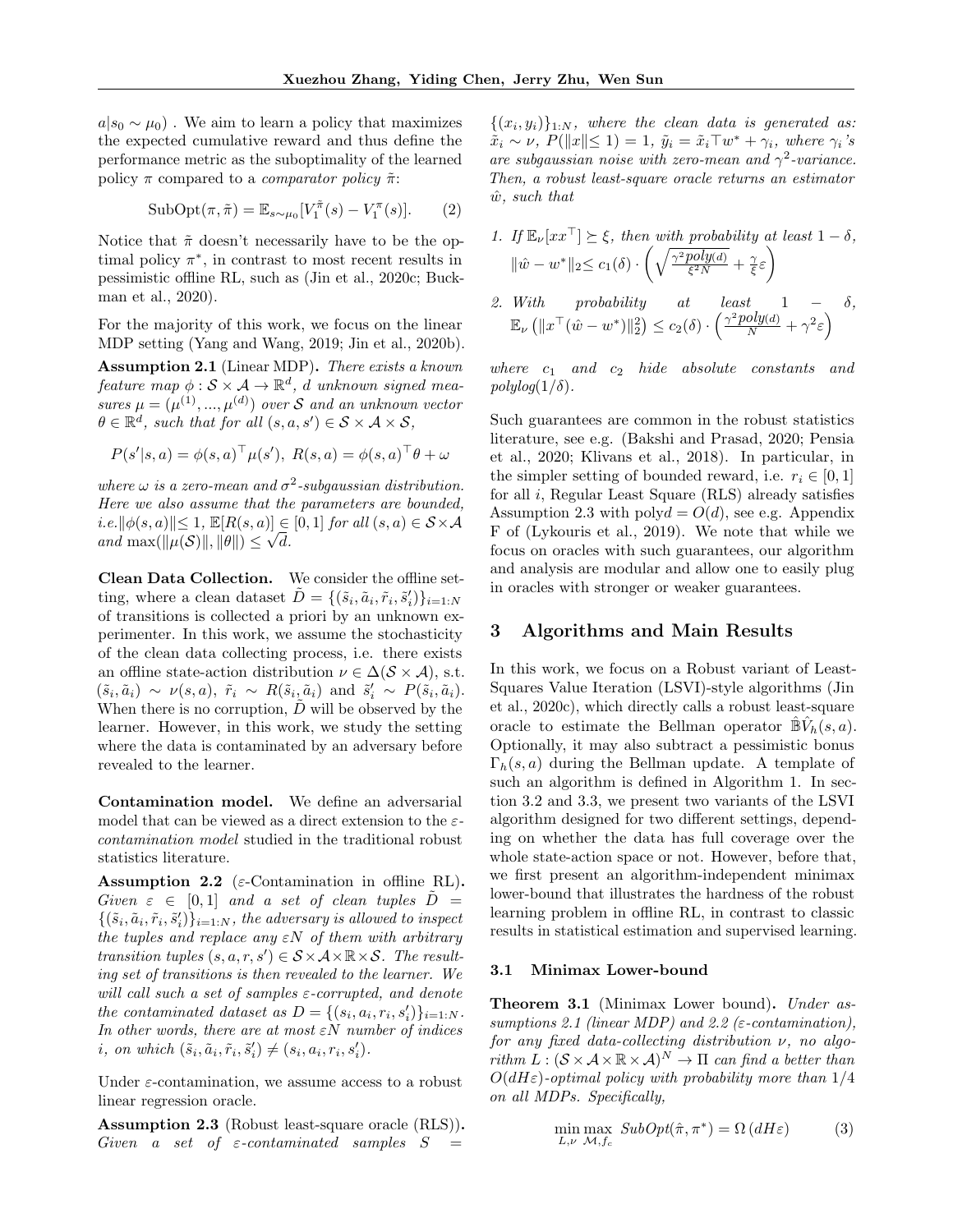$a|s_0 \sim \mu_0)$ . We aim to learn a policy that maximizes the expected cumulative reward and thus define the performance metric as the suboptimality of the learned policy $\pi$ compared to a *comparator policy* $\tilde{\pi}$:

$$\text{SubOpt}(\pi, \tilde{\pi}) = \mathbb{E}_{s\sim\mu_0}[V_1^{\tilde{\pi}}(s) - V_1^{\pi}(s)]. \quad (2)$$

Notice that $\tilde{\pi}$ doesn't necessarily have to be the optimal policy $\pi^*$, in contrast to most recent results in pessimistic offline RL, such as (Jin et al., 2020c; Buckman et al., 2020).

For the majority of this work, we focus on the linear MDP setting (Yang and Wang, 2019; Jin et al., 2020b).

**Assumption 2.1** (Linear MDP)**.** *There exists a known feature map $\phi : \mathcal{S} \times \mathcal{A} \to \mathbb{R}^d$, $d$ unknown signed measures $\mu = (\mu^{(1)}, ..., \mu^{(d)})$ over $\mathcal{S}$ and an unknown vector $\theta \in \mathbb{R}^d$, such that for all $(s, a, s') \in \mathcal{S} \times \mathcal{A} \times \mathcal{S}$,*

$$P(s'|s, a) = \phi(s, a)^\top \mu(s'),\ R(s, a) = \phi(s, a)^\top \theta + \omega$$

*where $\omega$ is a zero-mean and $\sigma^2$-subgaussian distribution. Here we also assume that the parameters are bounded, i.e.$\|\phi(s, a)\| \leq 1$, $\mathbb{E}[R(s, a)] \in [0, 1]$ for all $(s, a) \in \mathcal{S} \times \mathcal{A}$ and $\max(\|\mu(\mathcal{S})\|, \|\theta\|) \leq \sqrt{d}$.*

**Clean Data Collection.** We consider the offline setting, where a clean dataset $\tilde{D} = \{(\tilde{s}_i, \tilde{a}_i, \tilde{r}_i, \tilde{s}'_i)\}_{i=1:N}$ of transitions is collected a priori by an unknown experimenter. In this work, we assume the stochasticity of the clean data collecting process, i.e. there exists an offline state-action distribution $\nu \in \Delta(\mathcal{S} \times \mathcal{A})$, s.t. $(\tilde{s}_i, \tilde{a}_i) \sim \nu(s, a)$, $\tilde{r}_i \sim R(\tilde{s}_i, \tilde{a}_i)$ and $\tilde{s}'_i \sim P(\tilde{s}_i, \tilde{a}_i)$. When there is no corruption, $\tilde{D}$ will be observed by the learner. However, in this work, we study the setting where the data is contaminated by an adversary before revealed to the learner.

**Contamination model.** We define an adversarial model that can be viewed as a direct extension to the *$\varepsilon$-contamination model* studied in the traditional robust statistics literature.

**Assumption 2.2** ($\varepsilon$-Contamination in offline RL)**.** *Given $\varepsilon \in [0, 1]$ and a set of clean tuples $\tilde{D} = \{(\tilde{s}_i, \tilde{a}_i, \tilde{r}_i, \tilde{s}'_i)\}_{i=1:N}$, the adversary is allowed to inspect the tuples and replace any $\varepsilon N$ of them with arbitrary transition tuples $(s, a, r, s') \in \mathcal{S} \times \mathcal{A} \times \mathbb{R} \times \mathcal{S}$. The resulting set of transitions is then revealed to the learner. We will call such a set of samples $\varepsilon$-corrupted, and denote the contaminated dataset as $D = \{(s_i, a_i, r_i, s'_i)\}_{i=1:N}$. In other words, there are at most $\varepsilon N$ number of indices $i$, on which $(\tilde{s}_i, \tilde{a}_i, \tilde{r}_i, \tilde{s}'_i) \neq (s_i, a_i, r_i, s'_i)$.*

Under $\varepsilon$-contamination, we assume access to a robust linear regression oracle.

**Assumption 2.3** (Robust least-square oracle (RLS))**.** *Given a set of $\varepsilon$-contaminated samples $S = \{(x_i, y_i)\}_{1:N}$, where the clean data is generated as: $\tilde{x}_i \sim \nu$, $P(\|x\| \leq 1) = 1$, $\tilde{y}_i = \tilde{x}_i{}^\top w^* + \gamma_i$, where $\gamma_i$'s are subgaussian noise with zero-mean and $\gamma^2$-variance. Then, a robust least-square oracle returns an estimator $\hat{w}$, such that*

1. *If $\mathbb{E}_\nu[xx^\top] \succeq \xi$, then with probability at least $1 - \delta$, $\|\hat{w} - w^*\|_2 \leq c_1(\delta) \cdot \left(\sqrt{\frac{\gamma^2 poly(d)}{\xi^2 N}} + \frac{\gamma}{\xi}\varepsilon\right)$*
2. *With probability at least $1 - \delta$, $\mathbb{E}_\nu\left(\|x^\top(\hat{w} - w^*)\|_2^2\right) \leq c_2(\delta) \cdot \left(\frac{\gamma^2 poly(d)}{N} + \gamma^2\varepsilon\right)$*

*where $c_1$ and $c_2$ hide absolute constants and $polylog(1/\delta)$.*

Such guarantees are common in the robust statistics literature, see e.g. (Bakshi and Prasad, 2020; Pensia et al., 2020; Klivans et al., 2018). In particular, in the simpler setting of bounded reward, i.e. $r_i \in [0, 1]$ for all $i$, Regular Least Square (RLS) already satisfies Assumption 2.3 with poly$d = O(d)$, see e.g. Appendix F of (Lykouris et al., 2019). We note that while we focus on oracles with such guarantees, our algorithm and analysis are modular and allow one to easily plug in oracles with stronger or weaker guarantees.

# 3 Algorithms and Main Results

In this work, we focus on a Robust variant of Least-Squares Value Iteration (LSVI)-style algorithms (Jin et al., 2020c), which directly calls a robust least-square oracle to estimate the Bellman operator $\hat{\mathbb{B}}\hat{V}_h(s, a)$. Optionally, it may also subtract a pessimistic bonus $\Gamma_h(s, a)$ during the Bellman update. A template of such an algorithm is defined in Algorithm 1. In section 3.2 and 3.3, we present two variants of the LSVI algorithm designed for two different settings, depending on whether the data has full coverage over the whole state-action space or not. However, before that, we first present an algorithm-independent minimax lower-bound that illustrates the hardness of the robust learning problem in offline RL, in contrast to classic results in statistical estimation and supervised learning.

## 3.1 Minimax Lower-bound

**Theorem 3.1** (Minimax Lower bound)**.** *Under assumptions 2.1 (linear MDP) and 2.2 ($\varepsilon$-contamination), for any fixed data-collecting distribution $\nu$, no algorithm $L : (\mathcal{S} \times \mathcal{A} \times \mathbb{R} \times \mathcal{A})^N \to \Pi$ can find a better than $O(dH\varepsilon)$-optimal policy with probability more than $1/4$ on all MDPs. Specifically,*

$$\min_{L,\nu} \max_{\mathcal{M}, f_c} \ SubOpt(\hat{\pi}, \pi^*) = \Omega(dH\varepsilon) \quad (3)$$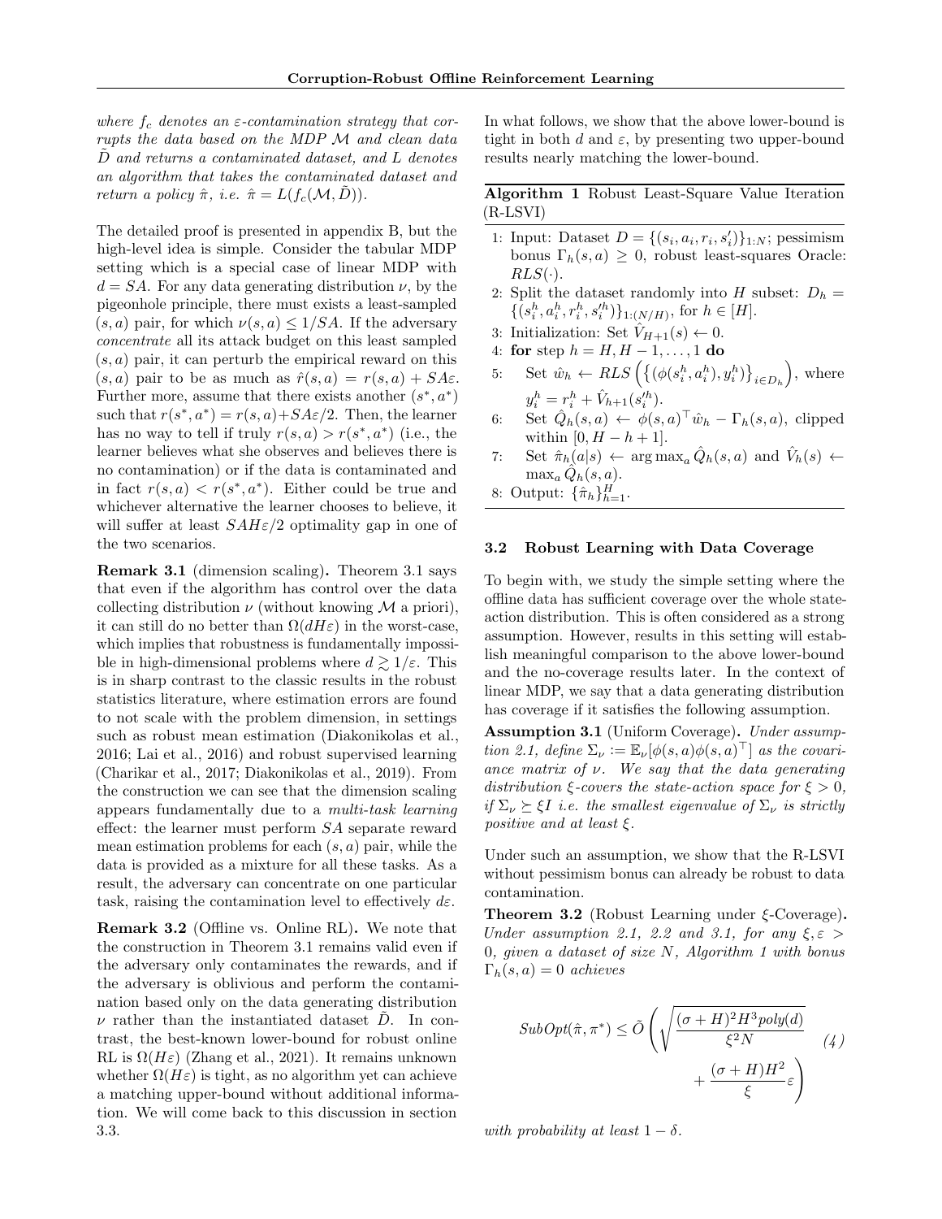*where $f_c$ denotes an $\varepsilon$-contamination strategy that corrupts the data based on the MDP $\mathcal{M}$ and clean data $\tilde{D}$ and returns a contaminated dataset, and $L$ denotes an algorithm that takes the contaminated dataset and return a policy $\hat{\pi}$, i.e. $\hat{\pi} = L(f_c(\mathcal{M}, \tilde{D}))$.*

The detailed proof is presented in appendix B, but the high-level idea is simple. Consider the tabular MDP setting which is a special case of linear MDP with $d = SA$. For any data generating distribution $\nu$, by the pigeonhole principle, there must exists a least-sampled $(s, a)$ pair, for which $\nu(s, a) \leq 1/SA$. If the adversary *concentrate* all its attack budget on this least sampled $(s, a)$ pair, it can perturb the empirical reward on this $(s, a)$ pair to be as much as $\hat{r}(s, a) = r(s, a) + SA\varepsilon$. Further more, assume that there exists another $(s^*, a^*)$ such that $r(s^*, a^*) = r(s, a) + SA\varepsilon/2$. Then, the learner has no way to tell if truly $r(s, a) > r(s^*, a^*)$ (i.e., the learner believes what she observes and believes there is no contamination) or if the data is contaminated and in fact $r(s, a) < r(s^*, a^*)$. Either could be true and whichever alternative the learner chooses to believe, it will suffer at least $SAH\varepsilon/2$ optimality gap in one of the two scenarios.

**Remark 3.1** (dimension scaling)**.** Theorem 3.1 says that even if the algorithm has control over the data collecting distribution $\nu$ (without knowing $\mathcal{M}$ a priori), it can still do no better than $\Omega(dH\varepsilon)$ in the worst-case, which implies that robustness is fundamentally impossible in high-dimensional problems where $d \gtrsim 1/\varepsilon$. This is in sharp contrast to the classic results in the robust statistics literature, where estimation errors are found to not scale with the problem dimension, in settings such as robust mean estimation (Diakonikolas et al., 2016; Lai et al., 2016) and robust supervised learning (Charikar et al., 2017; Diakonikolas et al., 2019). From the construction we can see that the dimension scaling appears fundamentally due to a *multi-task learning* effect: the learner must perform $SA$ separate reward mean estimation problems for each $(s, a)$ pair, while the data is provided as a mixture for all these tasks. As a result, the adversary can concentrate on one particular task, raising the contamination level to effectively $d\varepsilon$.

**Remark 3.2** (Offline vs. Online RL)**.** We note that the construction in Theorem 3.1 remains valid even if the adversary only contaminates the rewards, and if the adversary is oblivious and perform the contamination based only on the data generating distribution $\nu$ rather than the instantiated dataset $\tilde{D}$. In contrast, the best-known lower-bound for robust online RL is $\Omega(H\varepsilon)$ (Zhang et al., 2021). It remains unknown whether $\Omega(H\varepsilon)$ is tight, as no algorithm yet can achieve a matching upper-bound without additional information. We will come back to this discussion in section 3.3.

In what follows, we show that the above lower-bound is tight in both $d$ and $\varepsilon$, by presenting two upper-bound results nearly matching the lower-bound.

**Algorithm 1** Robust Least-Square Value Iteration (R-LSVI)

1: Input: Dataset $D = \{(s_i, a_i, r_i, s_i')\}_{1:N}$; pessimism bonus $\Gamma_h(s, a) \geq 0$, robust least-squares Oracle: $RLS(\cdot)$.
2: Split the dataset randomly into $H$ subset: $D_h = \{(s_i^h, a_i^h, r_i^h, s_i'^h)\}_{1:(N/H)}$, for $h \in [H]$.
3: Initialization: Set $\hat{V}_{H+1}(s) \leftarrow 0$.
4: **for** step $h = H, H-1, \ldots, 1$ **do**
5: Set $\hat{w}_h \leftarrow RLS\left(\left\{(\phi(s_i^h, a_i^h), y_i^h)\right\}_{i \in D_h}\right)$, where $y_i^h = r_i^h + \hat{V}_{h+1}(s_i'^h)$.
6: Set $\hat{Q}_h(s, a) \leftarrow \phi(s, a)^\top \hat{w}_h - \Gamma_h(s, a)$, clipped within $[0, H-h+1]$.
7: Set $\hat{\pi}_h(a|s) \leftarrow \arg\max_a \hat{Q}_h(s, a)$ and $\hat{V}_h(s) \leftarrow \max_a \hat{Q}_h(s, a)$.
8: Output: $\{\hat{\pi}_h\}_{h=1}^H$.

### 3.2 Robust Learning with Data Coverage

To begin with, we study the simple setting where the offline data has sufficient coverage over the whole state-action distribution. This is often considered as a strong assumption. However, results in this setting will establish meaningful comparison to the above lower-bound and the no-coverage results later. In the context of linear MDP, we say that a data generating distribution has coverage if it satisfies the following assumption.

**Assumption 3.1** (Uniform Coverage)**.** *Under assumption 2.1, define $\Sigma_\nu := \mathbb{E}_\nu[\phi(s, a)\phi(s, a)^\top]$ as the covariance matrix of $\nu$. We say that the data generating distribution $\xi$-covers the state-action space for $\xi > 0$, if $\Sigma_\nu \succeq \xi I$ i.e. the smallest eigenvalue of $\Sigma_\nu$ is strictly positive and at least $\xi$.*

Under such an assumption, we show that the R-LSVI without pessimism bonus can already be robust to data contamination.

**Theorem 3.2** (Robust Learning under $\xi$-Coverage)**.** *Under assumption 2.1, 2.2 and 3.1, for any $\xi, \varepsilon > 0$, given a dataset of size $N$, Algorithm 1 with bonus $\Gamma_h(s, a) = 0$ achieves*

$$SubOpt(\hat{\pi}, \pi^*) \leq \tilde{O}\left(\sqrt{\frac{(\sigma + H)^2 H^3 poly(d)}{\xi^2 N}} + \frac{(\sigma + H)H^2}{\xi}\varepsilon\right) \quad (4)$$

*with probability at least $1 - \delta$.*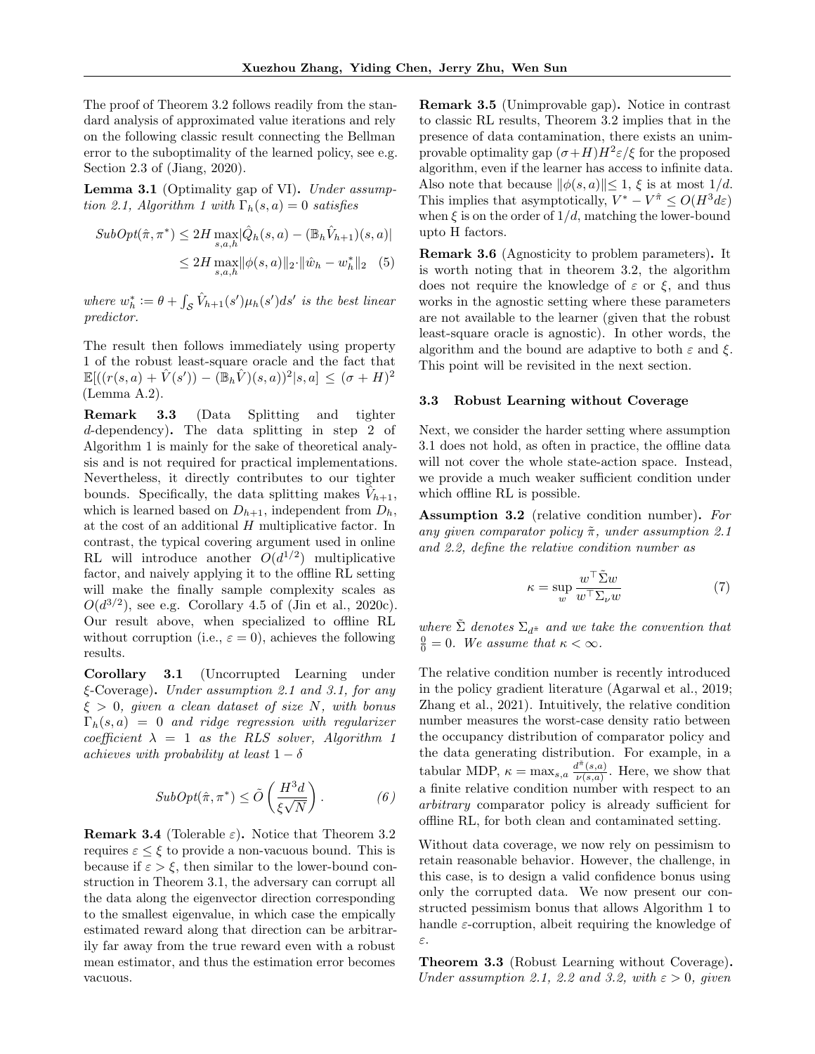The proof of Theorem 3.2 follows readily from the standard analysis of approximated value iterations and rely on the following classic result connecting the Bellman error to the suboptimality of the learned policy, see e.g. Section 2.3 of (Jiang, 2020).

**Lemma 3.1** (Optimality gap of VI). *Under assumption 2.1, Algorithm 1 with $\Gamma_h(s,a) = 0$ satisfies*

$$
\begin{aligned}
SubOpt(\hat{\pi}, \pi^*) &\le 2H \max_{s,a,h} |\hat{Q}_h(s,a) - (\mathbb{B}_h \hat{V}_{h+1})(s,a)| \\
&\le 2H \max_{s,a,h} \|\phi(s,a)\|_2 \cdot \|\hat{w}_h - w_h^*\|_2 \quad (5)
\end{aligned}
$$

*where $w_h^* := \theta + \int_{\mathcal{S}} \hat{V}_{h+1}(s')\mu_h(s')ds'$ is the best linear predictor.*

The result then follows immediately using property 1 of the robust least-square oracle and the fact that $\mathbb{E}[((r(s,a) + \hat{V}(s')) - (\mathbb{B}_h \hat{V})(s,a))^2 | s,a] \le (\sigma + H)^2$ (Lemma A.2).

**Remark 3.3** (Data Splitting and tighter $d$-dependency). The data splitting in step 2 of Algorithm 1 is mainly for the sake of theoretical analysis and is not required for practical implementations. Nevertheless, it directly contributes to our tighter bounds. Specifically, the data splitting makes $\hat{V}_{h+1}$, which is learned based on $D_{h+1}$, independent from $D_h$, at the cost of an additional $H$ multiplicative factor. In contrast, the typical covering argument used in online RL will introduce another $O(d^{1/2})$ multiplicative factor, and naively applying it to the offline RL setting will make the finally sample complexity scales as $O(d^{3/2})$, see e.g. Corollary 4.5 of (Jin et al., 2020c). Our result above, when specialized to offline RL without corruption (i.e., $\varepsilon = 0$), achieves the following results.

**Corollary 3.1** (Uncorrupted Learning under $\xi$-Coverage). *Under assumption 2.1 and 3.1, for any $\xi > 0$, given a clean dataset of size $N$, with bonus $\Gamma_h(s,a) = 0$ and ridge regression with regularizer coefficient $\lambda = 1$ as the RLS solver, Algorithm 1 achieves with probability at least $1 - \delta$*

$$
SubOpt(\hat{\pi}, \pi^*) \le \tilde{O}\left(\frac{H^3 d}{\xi\sqrt{N}}\right). \quad (6)
$$

**Remark 3.4** (Tolerable $\varepsilon$). Notice that Theorem 3.2 requires $\varepsilon \le \xi$ to provide a non-vacuous bound. This is because if $\varepsilon > \xi$, then similar to the lower-bound construction in Theorem 3.1, the adversary can corrupt all the data along the eigenvector direction corresponding to the smallest eigenvalue, in which case the empically estimated reward along that direction can be arbitrarily far away from the true reward even with a robust mean estimator, and thus the estimation error becomes vacuous.

**Remark 3.5** (Unimprovable gap). Notice in contrast to classic RL results, Theorem 3.2 implies that in the presence of data contamination, there exists an unimprovable optimality gap $(\sigma + H)H^2\varepsilon/\xi$ for the proposed algorithm, even if the learner has access to infinite data. Also note that because $\|\phi(s,a)\| \le 1$, $\xi$ is at most $1/d$. This implies that asymptotically, $V^* - V^{\hat{\pi}} \le O(H^3 d\varepsilon)$ when $\xi$ is on the order of $1/d$, matching the lower-bound upto H factors.

**Remark 3.6** (Agnosticity to problem parameters). It is worth noting that in theorem 3.2, the algorithm does not require the knowledge of $\varepsilon$ or $\xi$, and thus works in the agnostic setting where these parameters are not available to the learner (given that the robust least-square oracle is agnostic). In other words, the algorithm and the bound are adaptive to both $\varepsilon$ and $\xi$. This point will be revisited in the next section.

### 3.3 Robust Learning without Coverage

Next, we consider the harder setting where assumption 3.1 does not hold, as often in practice, the offline data will not cover the whole state-action space. Instead, we provide a much weaker sufficient condition under which offline RL is possible.

**Assumption 3.2** (relative condition number). *For any given comparator policy $\tilde{\pi}$, under assumption 2.1 and 2.2, define the relative condition number as*

$$
\kappa = \sup_{w} \frac{w^\top \tilde{\Sigma} w}{w^\top \Sigma_\nu w} \quad (7)
$$

*where $\tilde{\Sigma}$ denotes $\Sigma_{d^{\tilde{\pi}}}$ and we take the convention that $\frac{0}{0} = 0$. We assume that $\kappa < \infty$.*

The relative condition number is recently introduced in the policy gradient literature (Agarwal et al., 2019; Zhang et al., 2021). Intuitively, the relative condition number measures the worst-case density ratio between the occupancy distribution of comparator policy and the data generating distribution. For example, in a tabular MDP, $\kappa = \max_{s,a} \frac{d^{\tilde{\pi}}(s,a)}{\nu(s,a)}$. Here, we show that a finite relative condition number with respect to an *arbitrary* comparator policy is already sufficient for offline RL, for both clean and contaminated setting.

Without data coverage, we now rely on pessimism to retain reasonable behavior. However, the challenge, in this case, is to design a valid confidence bonus using only the corrupted data. We now present our constructed pessimism bonus that allows Algorithm 1 to handle $\varepsilon$-corruption, albeit requiring the knowledge of $\varepsilon$.

**Theorem 3.3** (Robust Learning without Coverage). *Under assumption 2.1, 2.2 and 3.2, with $\varepsilon > 0$, given*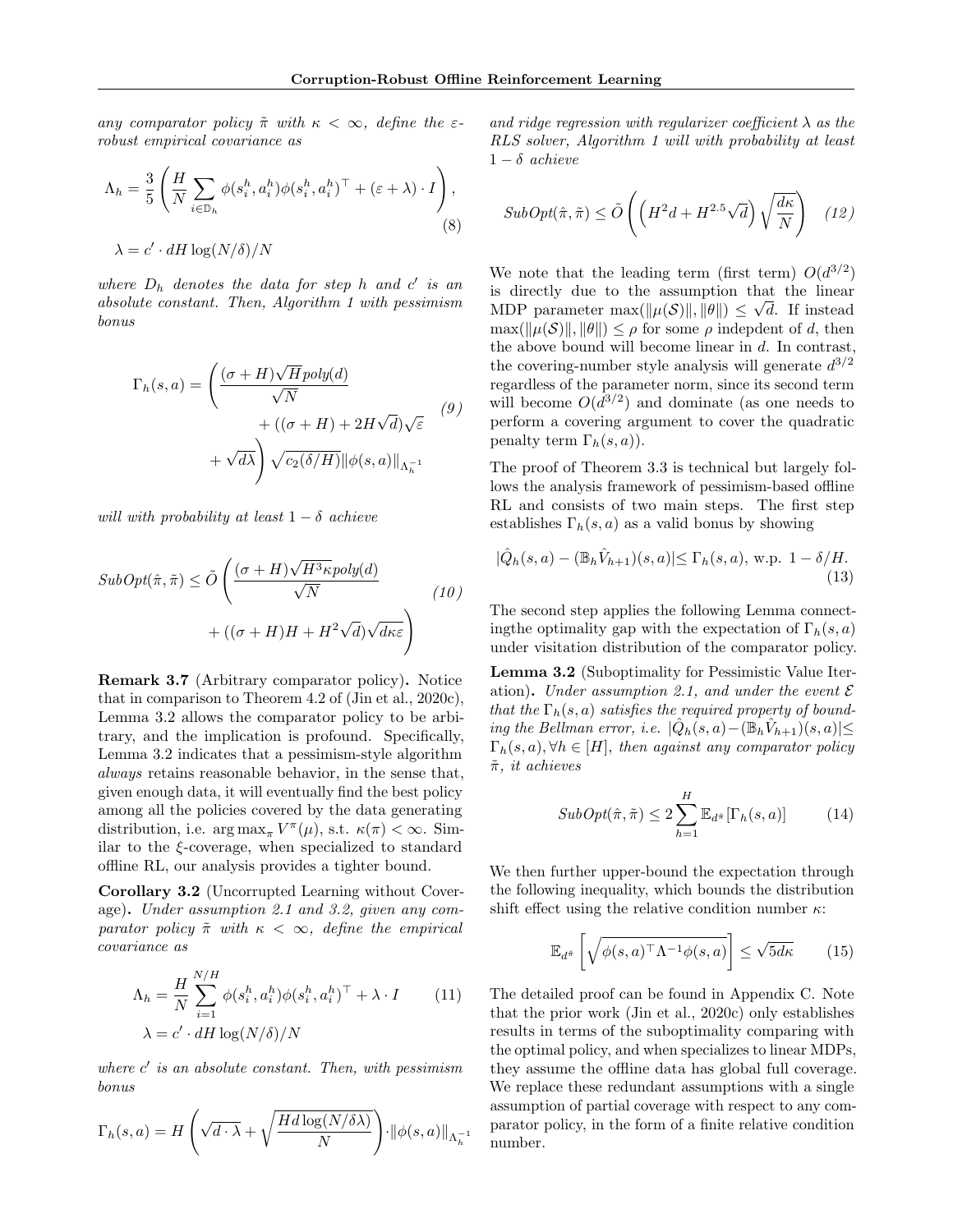*any comparator policy $\tilde{\pi}$ with $\kappa < \infty$, define the $\varepsilon$-robust empirical covariance as*

$$\Lambda_h = \frac{3}{5}\left(\frac{H}{N}\sum_{i\in\mathbb{D}_h}\phi(s_i^h, a_i^h)\phi(s_i^h, a_i^h)^\top + (\varepsilon + \lambda)\cdot I\right), \tag{8}$$

$$\lambda = c' \cdot dH\log(N/\delta)/N$$

*where $D_h$ denotes the data for step $h$ and $c'$ is an absolute constant. Then, Algorithm 1 with pessimism bonus*

$$\Gamma_h(s,a) = \left(\frac{(\sigma+H)\sqrt{H}poly(d)}{\sqrt{N}} + ((\sigma+H) + 2H\sqrt{d})\sqrt{\varepsilon} + \sqrt{d\lambda}\right)\sqrt{c_2(\delta/H)}\|\phi(s,a)\|_{\Lambda_h^{-1}} \tag{9}$$

*will with probability at least $1-\delta$ achieve*

$$SubOpt(\hat{\pi}, \tilde{\pi}) \le \tilde{O}\left(\frac{(\sigma+H)\sqrt{H^3\kappa}poly(d)}{\sqrt{N}} + ((\sigma+H)H + H^2\sqrt{d})\sqrt{d\kappa\varepsilon}\right) \tag{10}$$

**Remark 3.7** (Arbitrary comparator policy)**.** Notice that in comparison to Theorem 4.2 of (Jin et al., 2020c), Lemma 3.2 allows the comparator policy to be arbitrary, and the implication is profound. Specifically, Lemma 3.2 indicates that a pessimism-style algorithm *always* retains reasonable behavior, in the sense that, given enough data, it will eventually find the best policy among all the policies covered by the data generating distribution, i.e. $\arg\max_\pi V^\pi(\mu)$, s.t. $\kappa(\pi) < \infty$. Similar to the $\xi$-coverage, when specialized to standard offline RL, our analysis provides a tighter bound.

**Corollary 3.2** (Uncorrupted Learning without Coverage)**.** *Under assumption 2.1 and 3.2, given any comparator policy $\tilde{\pi}$ with $\kappa < \infty$, define the empirical covariance as*

$$\Lambda_h = \frac{H}{N}\sum_{i=1}^{N/H}\phi(s_i^h, a_i^h)\phi(s_i^h, a_i^h)^\top + \lambda\cdot I \tag{11}$$

$$\lambda = c' \cdot dH\log(N/\delta)/N$$

*where $c'$ is an absolute constant. Then, with pessimism bonus*

$$\Gamma_h(s,a) = H\left(\sqrt{d\cdot\lambda} + \sqrt{\frac{Hd\log(N/\delta\lambda)}{N}}\right)\cdot\|\phi(s,a)\|_{\Lambda_h^{-1}}$$

*and ridge regression with regularizer coefficient $\lambda$ as the RLS solver, Algorithm 1 will with probability at least $1-\delta$ achieve*

$$SubOpt(\hat{\pi}, \tilde{\pi}) \le \tilde{O}\left(\left(H^2 d + H^{2.5}\sqrt{d}\right)\sqrt{\frac{d\kappa}{N}}\right) \tag{12}$$

We note that the leading term (first term) $O(d^{3/2})$ is directly due to the assumption that the linear MDP parameter $\max(\|\mu(\mathcal{S})\|, \|\theta\|) \le \sqrt{d}$. If instead $\max(\|\mu(\mathcal{S})\|, \|\theta\|) \le \rho$ for some $\rho$ indepdent of $d$, then the above bound will become linear in $d$. In contrast, the covering-number style analysis will generate $d^{3/2}$ regardless of the parameter norm, since its second term will become $O(d^{3/2})$ and dominate (as one needs to perform a covering argument to cover the quadratic penalty term $\Gamma_h(s,a)$).

The proof of Theorem 3.3 is technical but largely follows the analysis framework of pessimism-based offline RL and consists of two main steps. The first step establishes $\Gamma_h(s,a)$ as a valid bonus by showing

$$|\hat{Q}_h(s,a) - (\mathbb{B}_h\hat{V}_{h+1})(s,a)| \le \Gamma_h(s,a), \text{ w.p. } 1-\delta/H. \tag{13}$$

The second step applies the following Lemma connectingthe optimality gap with the expectation of $\Gamma_h(s,a)$ under visitation distribution of the comparator policy.

**Lemma 3.2** (Suboptimality for Pessimistic Value Iteration)**.** *Under assumption 2.1, and under the event $\mathcal{E}$ that the $\Gamma_h(s,a)$ satisfies the required property of bounding the Bellman error, i.e. $|\hat{Q}_h(s,a) - (\mathbb{B}_h\hat{V}_{h+1})(s,a)| \le \Gamma_h(s,a), \forall h \in [H]$, then against any comparator policy $\tilde{\pi}$, it achieves*

$$SubOpt(\hat{\pi}, \tilde{\pi}) \le 2\sum_{h=1}^{H}\mathbb{E}_{d^{\tilde{\pi}}}[\Gamma_h(s,a)] \tag{14}$$

We then further upper-bound the expectation through the following inequality, which bounds the distribution shift effect using the relative condition number $\kappa$:

$$\mathbb{E}_{d^{\tilde{\pi}}}\left[\sqrt{\phi(s,a)^\top\Lambda^{-1}\phi(s,a)}\right] \le \sqrt{5d\kappa} \tag{15}$$

The detailed proof can be found in Appendix C. Note that the prior work (Jin et al., 2020c) only establishes results in terms of the suboptimality comparing with the optimal policy, and when specializes to linear MDPs, they assume the offline data has global full coverage. We replace these redundant assumptions with a single assumption of partial coverage with respect to any comparator policy, in the form of a finite relative condition number.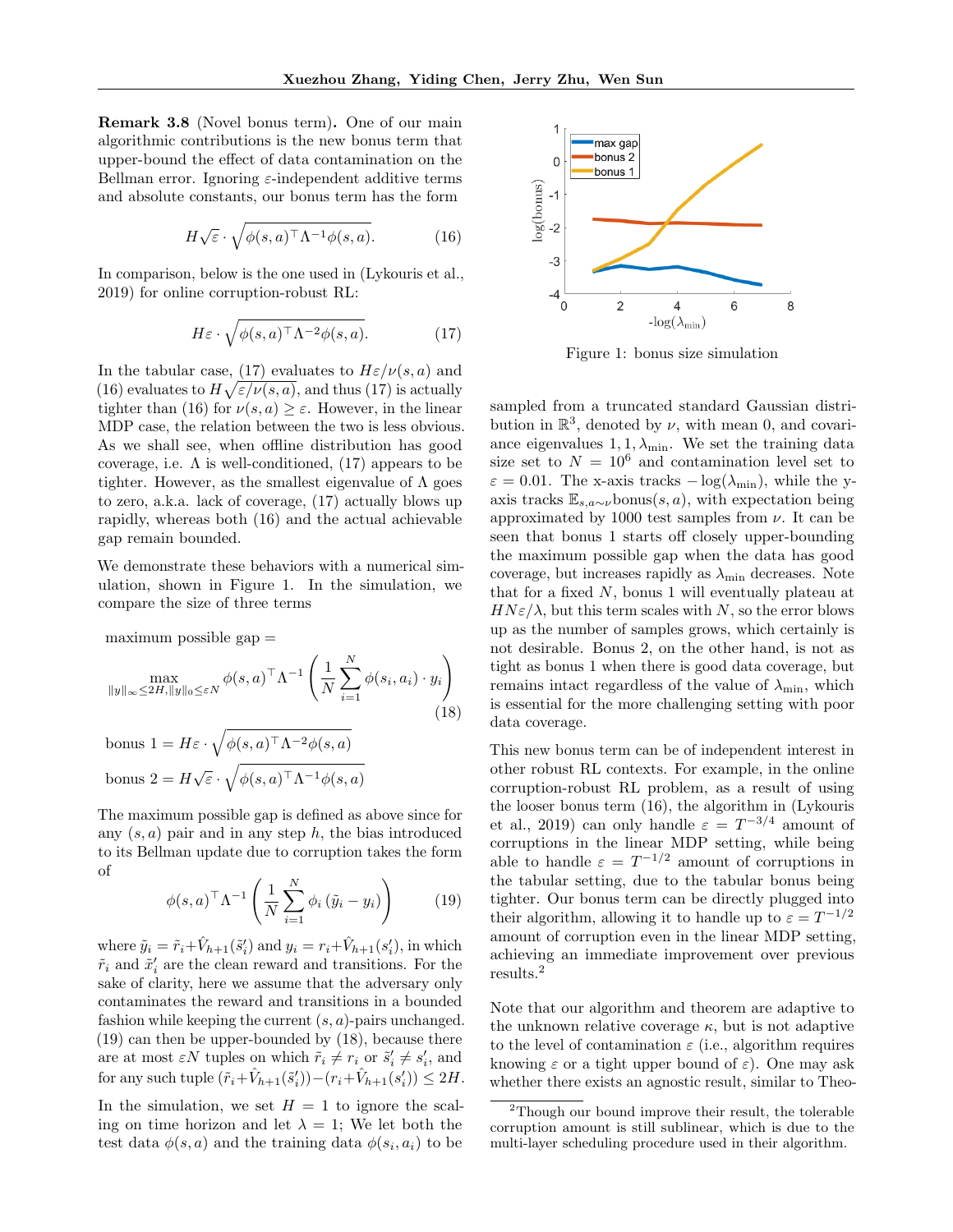**Remark 3.8** (Novel bonus term)**.** One of our main algorithmic contributions is the new bonus term that upper-bound the effect of data contamination on the Bellman error. Ignoring $\varepsilon$-independent additive terms and absolute constants, our bonus term has the form

$$H\sqrt{\varepsilon} \cdot \sqrt{\phi(s,a)^\top \Lambda^{-1} \phi(s,a)}. \tag{16}$$

In comparison, below is the one used in (Lykouris et al., 2019) for online corruption-robust RL:

$$H\varepsilon \cdot \sqrt{\phi(s,a)^\top \Lambda^{-2} \phi(s,a)}. \tag{17}$$

In the tabular case, (17) evaluates to $H\varepsilon/\nu(s,a)$ and (16) evaluates to $H\sqrt{\varepsilon/\nu(s,a)}$, and thus (17) is actually tighter than (16) for $\nu(s,a) \geq \varepsilon$. However, in the linear MDP case, the relation between the two is less obvious. As we shall see, when offline distribution has good coverage, i.e. $\Lambda$ is well-conditioned, (17) appears to be tighter. However, as the smallest eigenvalue of $\Lambda$ goes to zero, a.k.a. lack of coverage, (17) actually blows up rapidly, whereas both (16) and the actual achievable gap remain bounded.

We demonstrate these behaviors with a numerical simulation, shown in Figure 1. In the simulation, we compare the size of three terms

$$\text{maximum possible gap} = \max_{\|y\|_\infty \leq 2H, \|y\|_0 \leq \varepsilon N} \phi(s,a)^\top \Lambda^{-1} \left( \frac{1}{N} \sum_{i=1}^N \phi(s_i,a_i) \cdot y_i \right) \tag{18}$$

$$\text{bonus 1} = H\varepsilon \cdot \sqrt{\phi(s,a)^\top \Lambda^{-2} \phi(s,a)}$$

$$\text{bonus 2} = H\sqrt{\varepsilon} \cdot \sqrt{\phi(s,a)^\top \Lambda^{-1} \phi(s,a)}$$

The maximum possible gap is defined as above since for any $(s,a)$ pair and in any step $h$, the bias introduced to its Bellman update due to corruption takes the form of

$$\phi(s,a)^\top \Lambda^{-1} \left( \frac{1}{N} \sum_{i=1}^N \phi_i \left(\tilde{y}_i - y_i\right) \right) \tag{19}$$

where $\tilde{y}_i = \tilde{r}_i + \hat{V}_{h+1}(\tilde{s}'_i)$ and $y_i = r_i + \hat{V}_{h+1}(s'_i)$, in which $\tilde{r}_i$ and $\tilde{x}'_i$ are the clean reward and transitions. For the sake of clarity, here we assume that the adversary only contaminates the reward and transitions in a bounded fashion while keeping the current $(s,a)$-pairs unchanged. (19) can then be upper-bounded by (18), because there are at most $\varepsilon N$ tuples on which $\tilde{r}_i \neq r_i$ or $\tilde{s}'_i \neq s'_i$, and for any such tuple $(\tilde{r}_i + \hat{V}_{h+1}(\tilde{s}'_i)) - (r_i + \hat{V}_{h+1}(s'_i)) \leq 2H$.

In the simulation, we set $H = 1$ to ignore the scaling on time horizon and let $\lambda = 1$; We let both the test data $\phi(s,a)$ and the training data $\phi(s_i,a_i)$ to be sampled from a truncated standard Gaussian distribution in $\mathbb{R}^3$, denoted by $\nu$, with mean 0, and covariance eigenvalues $1, 1, \lambda_{\min}$. We set the training data size set to $N = 10^6$ and contamination level set to $\varepsilon = 0.01$. The x-axis tracks $-\log(\lambda_{\min})$, while the y-axis tracks $\mathbb{E}_{s,a\sim\nu}\text{bonus}(s,a)$, with expectation being approximated by 1000 test samples from $\nu$. It can be seen that bonus 1 starts off closely upper-bounding the maximum possible gap when the data has good coverage, but increases rapidly as $\lambda_{\min}$ decreases. Note that for a fixed $N$, bonus 1 will eventually plateau at $HN\varepsilon/\lambda$, but this term scales with $N$, so the error blows up as the number of samples grows, which certainly is not desirable. Bonus 2, on the other hand, is not as tight as bonus 1 when there is good data coverage, but remains intact regardless of the value of $\lambda_{\min}$, which is essential for the more challenging setting with poor data coverage.

Figure 1: bonus size simulation

This new bonus term can be of independent interest in other robust RL contexts. For example, in the online corruption-robust RL problem, as a result of using the looser bonus term (16), the algorithm in (Lykouris et al., 2019) can only handle $\varepsilon = T^{-3/4}$ amount of corruptions in the linear MDP setting, while being able to handle $\varepsilon = T^{-1/2}$ amount of corruptions in the tabular setting, due to the tabular bonus being tighter. Our bonus term can be directly plugged into their algorithm, allowing it to handle up to $\varepsilon = T^{-1/2}$ amount of corruption even in the linear MDP setting, achieving an immediate improvement over previous results.[2]

Note that our algorithm and theorem are adaptive to the unknown relative coverage $\kappa$, but is not adaptive to the level of contamination $\varepsilon$ (i.e., algorithm requires knowing $\varepsilon$ or a tight upper bound of $\varepsilon$). One may ask whether there exists an agnostic result, similar to Theo-

[2] Though our bound improve their result, the tolerable corruption amount is still sublinear, which is due to the multi-layer scheduling procedure used in their algorithm.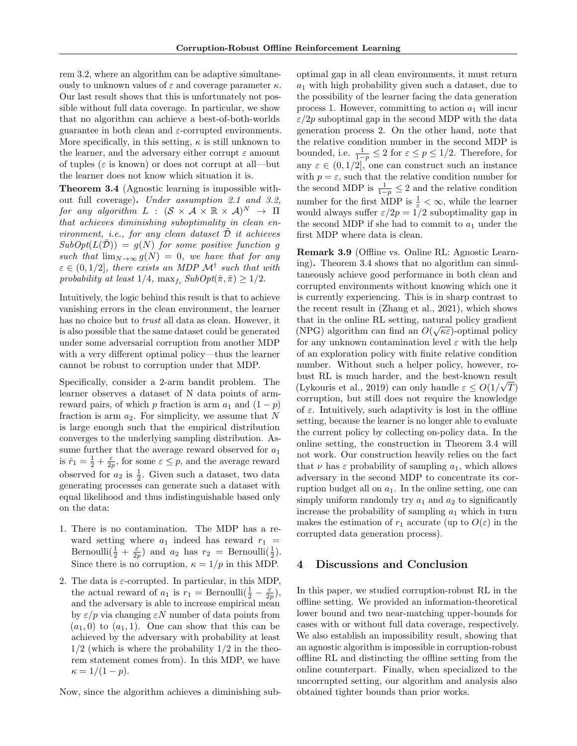rem 3.2, where an algorithm can be adaptive simultaneously to unknown values of $\varepsilon$ and coverage parameter $\kappa$. Our last result shows that this is unfortunately not possible without full data coverage. In particular, we show that no algorithm can achieve a best-of-both-worlds guarantee in both clean and $\varepsilon$-corrupted environments. More specifically, in this setting, $\kappa$ is still unknown to the learner, and the adversary either corrupt $\varepsilon$ amount of tuples ($\varepsilon$ is known) or does not corrupt at all—but the learner does not know which situation it is.

**Theorem 3.4** (Agnostic learning is impossible without full coverage)**.** *Under assumption 2.1 and 3.2, for any algorithm $L : (\mathcal{S} \times \mathcal{A} \times \mathbb{R} \times \mathcal{A})^N \rightarrow \Pi$ that achieves diminishing suboptimality in clean environment, i.e., for any clean dataset $\tilde{\mathcal{D}}$ it achieves $SubOpt(L(\tilde{\mathcal{D}})) = g(N)$ for some positive function $g$ such that $\lim_{N\rightarrow\infty} g(N) = 0$, we have that for any $\varepsilon \in (0, 1/2]$, there exists an MDP $\mathcal{M}^\dagger$ such that with probability at least $1/4$, $\max_{f_c} SubOpt(\hat{\pi}, \tilde{\pi}) \geq 1/2$.*

Intuitively, the logic behind this result is that to achieve vanishing errors in the clean environment, the learner has no choice but to *trust* all data as clean. However, it is also possible that the same dataset could be generated under some adversarial corruption from another MDP with a very different optimal policy—thus the learner cannot be robust to corruption under that MDP.

Specifically, consider a 2-arm bandit problem. The learner observes a dataset of N data points of arm-reward pairs, of which $p$ fraction is arm $a_1$ and $(1-p)$ fraction is arm $a_2$. For simplicity, we assume that $N$ is large enough such that the empirical distribution converges to the underlying sampling distribution. Assume further that the average reward observed for $a_1$ is $\hat{r}_1 = \frac{1}{2} + \frac{\varepsilon}{2p}$, for some $\varepsilon \leq p$, and the average reward observed for $a_2$ is $\frac{1}{2}$. Given such a dataset, two data generating processes can generate such a dataset with equal likelihood and thus indistinguishable based only on the data:

1. There is no contamination. The MDP has a reward setting where $a_1$ indeed has reward $r_1 = \text{Bernoulli}(\frac{1}{2} + \frac{\varepsilon}{2p})$ and $a_2$ has $r_2 = \text{Bernoulli}(\frac{1}{2})$. Since there is no corruption, $\kappa = 1/p$ in this MDP.
2. The data is $\varepsilon$-corrupted. In particular, in this MDP, the actual reward of $a_1$ is $r_1 = \text{Bernoulli}(\frac{1}{2} - \frac{\varepsilon}{2p})$, and the adversary is able to increase empirical mean by $\varepsilon/p$ via changing $\varepsilon N$ number of data points from $(a_1, 0)$ to $(a_1, 1)$. One can show that this can be achieved by the adversary with probability at least $1/2$ (which is where the probability $1/2$ in the theorem statement comes from). In this MDP, we have $\kappa = 1/(1-p)$.

Now, since the algorithm achieves a diminishing suboptimal gap in all clean environments, it must return $a_1$ with high probability given such a dataset, due to the possibility of the learner facing the data generation process 1. However, committing to action $a_1$ will incur $\varepsilon/2p$ suboptimal gap in the second MDP with the data generation process 2. On the other hand, note that the relative condition number in the second MDP is bounded, i.e. $\frac{1}{1-p} \leq 2$ for $\varepsilon \leq p \leq 1/2$. Therefore, for any $\varepsilon \in (0, 1/2]$, one can construct such an instance with $p = \varepsilon$, such that the relative condition number for the second MDP is $\frac{1}{1-p} \leq 2$ and the relative condition number for the first MDP is $\frac{1}{\varepsilon} < \infty$, while the learner would always suffer $\varepsilon/2p = 1/2$ suboptimality gap in the second MDP if she had to commit to $a_1$ under the first MDP where data is clean.

**Remark 3.9** (Offline vs. Online RL: Agnostic Learning)**.** Theorem 3.4 shows that no algorithm can simultaneously achieve good performance in both clean and corrupted environments without knowing which one it is currently experiencing. This is in sharp contrast to the recent result in (Zhang et al., 2021), which shows that in the online RL setting, natural policy gradient (NPG) algorithm can find an $O(\sqrt{\kappa\varepsilon})$-optimal policy for any unknown contamination level $\varepsilon$ with the help of an exploration policy with finite relative condition number. Without such a helper policy, however, robust RL is much harder, and the best-known result (Lykouris et al., 2019) can only handle $\varepsilon \leq O(1/\sqrt{T})$ corruption, but still does not require the knowledge of $\varepsilon$. Intuitively, such adaptivity is lost in the offline setting, because the learner is no longer able to evaluate the current policy by collecting on-policy data. In the online setting, the construction in Theorem 3.4 will not work. Our construction heavily relies on the fact that $\nu$ has $\varepsilon$ probability of sampling $a_1$, which allows adversary in the second MDP to concentrate its corruption budget all on $a_1$. In the online setting, one can simply uniform randomly try $a_1$ and $a_2$ to significantly increase the probability of sampling $a_1$ which in turn makes the estimation of $r_1$ accurate (up to $O(\varepsilon)$ in the corrupted data generation process).

## 4 Discussions and Conclusion

In this paper, we studied corruption-robust RL in the offline setting. We provided an information-theoretical lower bound and two near-matching upper-bounds for cases with or without full data coverage, respectively. We also establish an impossibility result, showing that an agnostic algorithm is impossible in corruption-robust offline RL and distincting the offline setting from the online counterpart. Finally, when specialized to the uncorrupted setting, our algorithm and analysis also obtained tighter bounds than prior works.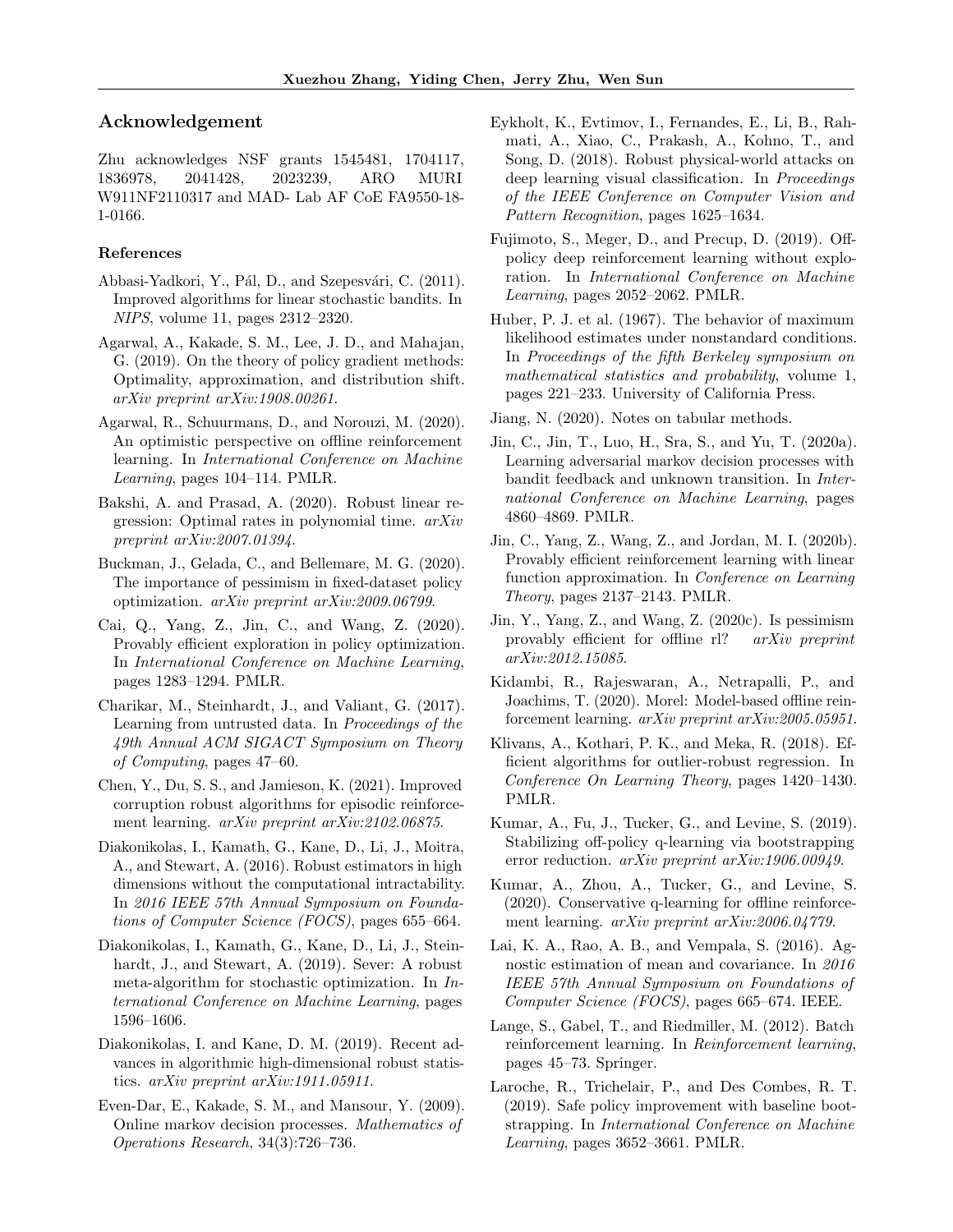## Acknowledgement

Zhu acknowledges NSF grants 1545481, 1704117, 1836978, 2041428, 2023239, ARO MURI W911NF2110317 and MAD- Lab AF CoE FA9550-18-1-0166.

### References

Abbasi-Yadkori, Y., Pál, D., and Szepesvári, C. (2011). Improved algorithms for linear stochastic bandits. In *NIPS*, volume 11, pages 2312–2320.

Agarwal, A., Kakade, S. M., Lee, J. D., and Mahajan, G. (2019). On the theory of policy gradient methods: Optimality, approximation, and distribution shift. *arXiv preprint arXiv:1908.00261*.

Agarwal, R., Schuurmans, D., and Norouzi, M. (2020). An optimistic perspective on offline reinforcement learning. In *International Conference on Machine Learning*, pages 104–114. PMLR.

Bakshi, A. and Prasad, A. (2020). Robust linear regression: Optimal rates in polynomial time. *arXiv preprint arXiv:2007.01394*.

Buckman, J., Gelada, C., and Bellemare, M. G. (2020). The importance of pessimism in fixed-dataset policy optimization. *arXiv preprint arXiv:2009.06799*.

Cai, Q., Yang, Z., Jin, C., and Wang, Z. (2020). Provably efficient exploration in policy optimization. In *International Conference on Machine Learning*, pages 1283–1294. PMLR.

Charikar, M., Steinhardt, J., and Valiant, G. (2017). Learning from untrusted data. In *Proceedings of the 49th Annual ACM SIGACT Symposium on Theory of Computing*, pages 47–60.

Chen, Y., Du, S. S., and Jamieson, K. (2021). Improved corruption robust algorithms for episodic reinforcement learning. *arXiv preprint arXiv:2102.06875*.

Diakonikolas, I., Kamath, G., Kane, D., Li, J., Moitra, A., and Stewart, A. (2016). Robust estimators in high dimensions without the computational intractability. In *2016 IEEE 57th Annual Symposium on Foundations of Computer Science (FOCS)*, pages 655–664.

Diakonikolas, I., Kamath, G., Kane, D., Li, J., Steinhardt, J., and Stewart, A. (2019). Sever: A robust meta-algorithm for stochastic optimization. In *International Conference on Machine Learning*, pages 1596–1606.

Diakonikolas, I. and Kane, D. M. (2019). Recent advances in algorithmic high-dimensional robust statistics. *arXiv preprint arXiv:1911.05911*.

Even-Dar, E., Kakade, S. M., and Mansour, Y. (2009). Online markov decision processes. *Mathematics of Operations Research*, 34(3):726–736.

Eykholt, K., Evtimov, I., Fernandes, E., Li, B., Rahmati, A., Xiao, C., Prakash, A., Kohno, T., and Song, D. (2018). Robust physical-world attacks on deep learning visual classification. In *Proceedings of the IEEE Conference on Computer Vision and Pattern Recognition*, pages 1625–1634.

Fujimoto, S., Meger, D., and Precup, D. (2019). Off-policy deep reinforcement learning without exploration. In *International Conference on Machine Learning*, pages 2052–2062. PMLR.

Huber, P. J. et al. (1967). The behavior of maximum likelihood estimates under nonstandard conditions. In *Proceedings of the fifth Berkeley symposium on mathematical statistics and probability*, volume 1, pages 221–233. University of California Press.

Jiang, N. (2020). Notes on tabular methods.

Jin, C., Jin, T., Luo, H., Sra, S., and Yu, T. (2020a). Learning adversarial markov decision processes with bandit feedback and unknown transition. In *International Conference on Machine Learning*, pages 4860–4869. PMLR.

Jin, C., Yang, Z., Wang, Z., and Jordan, M. I. (2020b). Provably efficient reinforcement learning with linear function approximation. In *Conference on Learning Theory*, pages 2137–2143. PMLR.

Jin, Y., Yang, Z., and Wang, Z. (2020c). Is pessimism provably efficient for offline rl? *arXiv preprint arXiv:2012.15085*.

Kidambi, R., Rajeswaran, A., Netrapalli, P., and Joachims, T. (2020). Morel: Model-based offline reinforcement learning. *arXiv preprint arXiv:2005.05951*.

Klivans, A., Kothari, P. K., and Meka, R. (2018). Efficient algorithms for outlier-robust regression. In *Conference On Learning Theory*, pages 1420–1430. PMLR.

Kumar, A., Fu, J., Tucker, G., and Levine, S. (2019). Stabilizing off-policy q-learning via bootstrapping error reduction. *arXiv preprint arXiv:1906.00949*.

Kumar, A., Zhou, A., Tucker, G., and Levine, S. (2020). Conservative q-learning for offline reinforcement learning. *arXiv preprint arXiv:2006.04779*.

Lai, K. A., Rao, A. B., and Vempala, S. (2016). Agnostic estimation of mean and covariance. In *2016 IEEE 57th Annual Symposium on Foundations of Computer Science (FOCS)*, pages 665–674. IEEE.

Lange, S., Gabel, T., and Riedmiller, M. (2012). Batch reinforcement learning. In *Reinforcement learning*, pages 45–73. Springer.

Laroche, R., Trichelair, P., and Des Combes, R. T. (2019). Safe policy improvement with baseline bootstrapping. In *International Conference on Machine Learning*, pages 3652–3661. PMLR.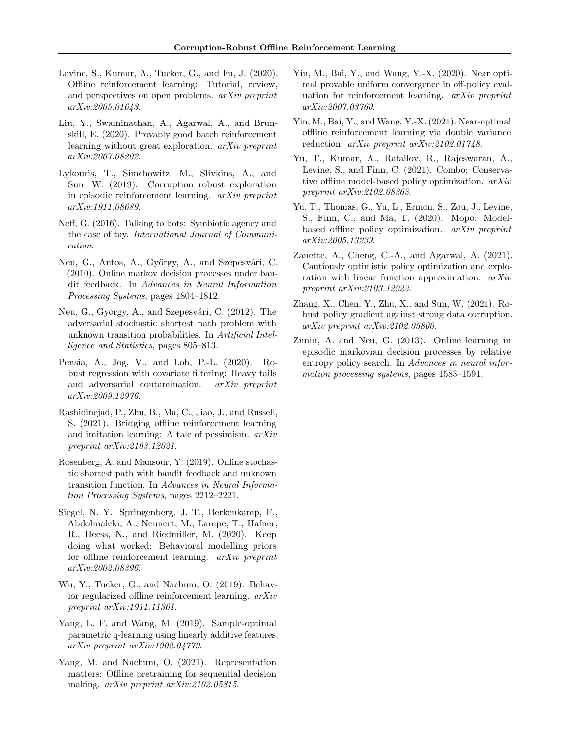Levine, S., Kumar, A., Tucker, G., and Fu, J. (2020). Offline reinforcement learning: Tutorial, review, and perspectives on open problems. *arXiv preprint arXiv:2005.01643*.

Liu, Y., Swaminathan, A., Agarwal, A., and Brunskill, E. (2020). Provably good batch reinforcement learning without great exploration. *arXiv preprint arXiv:2007.08202*.

Lykouris, T., Simchowitz, M., Slivkins, A., and Sun, W. (2019). Corruption robust exploration in episodic reinforcement learning. *arXiv preprint arXiv:1911.08689*.

Neff, G. (2016). Talking to bots: Symbiotic agency and the case of tay. *International Journal of Communication*.

Neu, G., Antos, A., György, A., and Szepesvári, C. (2010). Online markov decision processes under bandit feedback. In *Advances in Neural Information Processing Systems*, pages 1804–1812.

Neu, G., Gyorgy, A., and Szepesvári, C. (2012). The adversarial stochastic shortest path problem with unknown transition probabilities. In *Artificial Intelligence and Statistics*, pages 805–813.

Pensia, A., Jog, V., and Loh, P.-L. (2020). Robust regression with covariate filtering: Heavy tails and adversarial contamination. *arXiv preprint arXiv:2009.12976*.

Rashidinejad, P., Zhu, B., Ma, C., Jiao, J., and Russell, S. (2021). Bridging offline reinforcement learning and imitation learning: A tale of pessimism. *arXiv preprint arXiv:2103.12021*.

Rosenberg, A. and Mansour, Y. (2019). Online stochastic shortest path with bandit feedback and unknown transition function. In *Advances in Neural Information Processing Systems*, pages 2212–2221.

Siegel, N. Y., Springenberg, J. T., Berkenkamp, F., Abdolmaleki, A., Neunert, M., Lampe, T., Hafner, R., Heess, N., and Riedmiller, M. (2020). Keep doing what worked: Behavioral modelling priors for offline reinforcement learning. *arXiv preprint arXiv:2002.08396*.

Wu, Y., Tucker, G., and Nachum, O. (2019). Behavior regularized offline reinforcement learning. *arXiv preprint arXiv:1911.11361*.

Yang, L. F. and Wang, M. (2019). Sample-optimal parametric q-learning using linearly additive features. *arXiv preprint arXiv:1902.04779*.

Yang, M. and Nachum, O. (2021). Representation matters: Offline pretraining for sequential decision making. *arXiv preprint arXiv:2102.05815*.

Yin, M., Bai, Y., and Wang, Y.-X. (2020). Near optimal provable uniform convergence in off-policy evaluation for reinforcement learning. *arXiv preprint arXiv:2007.03760*.

Yin, M., Bai, Y., and Wang, Y.-X. (2021). Near-optimal offline reinforcement learning via double variance reduction. *arXiv preprint arXiv:2102.01748*.

Yu, T., Kumar, A., Rafailov, R., Rajeswaran, A., Levine, S., and Finn, C. (2021). Combo: Conservative offline model-based policy optimization. *arXiv preprint arXiv:2102.08363*.

Yu, T., Thomas, G., Yu, L., Ermon, S., Zou, J., Levine, S., Finn, C., and Ma, T. (2020). Mopo: Model-based offline policy optimization. *arXiv preprint arXiv:2005.13239*.

Zanette, A., Cheng, C.-A., and Agarwal, A. (2021). Cautiously optimistic policy optimization and exploration with linear function approximation. *arXiv preprint arXiv:2103.12923*.

Zhang, X., Chen, Y., Zhu, X., and Sun, W. (2021). Robust policy gradient against strong data corruption. *arXiv preprint arXiv:2102.05800*.

Zimin, A. and Neu, G. (2013). Online learning in episodic markovian decision processes by relative entropy policy search. In *Advances in neural information processing systems*, pages 1583–1591.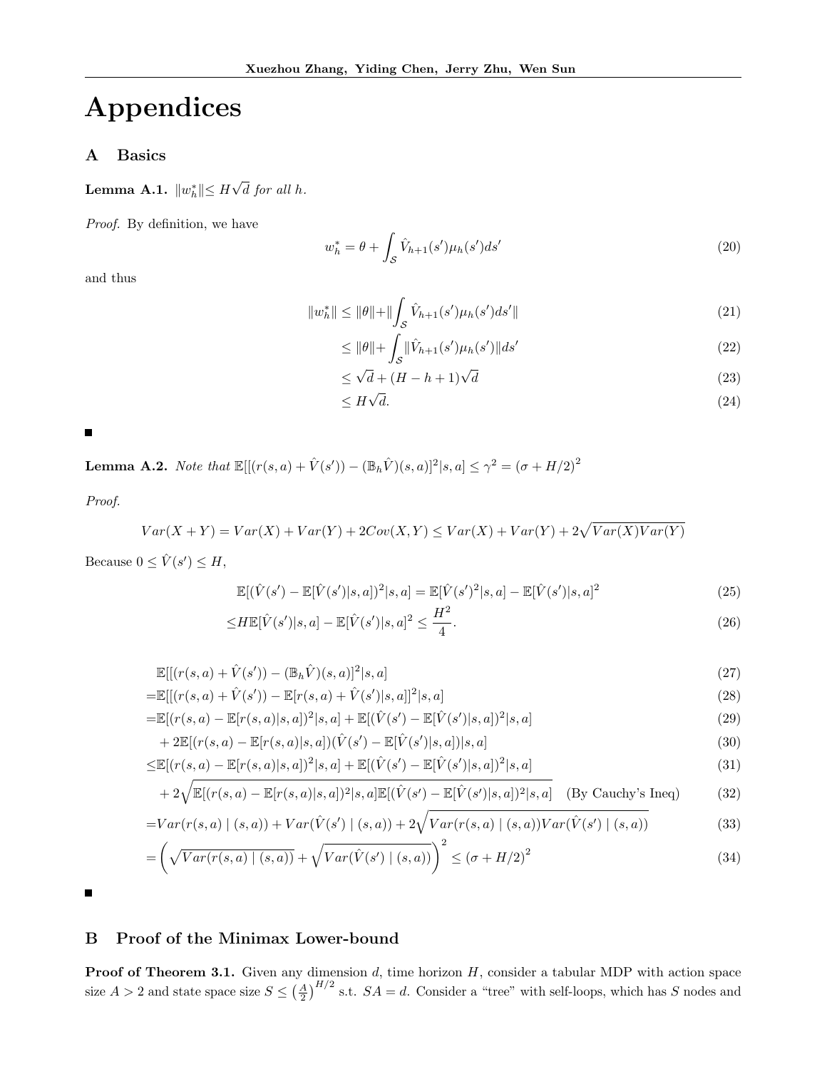# Appendices

## A Basics

**Lemma A.1.** $\|w_h^*\| \leq H\sqrt{d}$ *for all* $h$.

*Proof.* By definition, we have

$$w_h^* = \theta + \int_{\mathcal{S}} \hat{V}_{h+1}(s')\mu_h(s')ds' \tag{20}$$

and thus

$$\|w_h^*\| \leq \|\theta\| + \|\int_{\mathcal{S}} \hat{V}_{h+1}(s')\mu_h(s')ds'\| \tag{21}$$

$$\leq \|\theta\| + \int_{\mathcal{S}} \|\hat{V}_{h+1}(s')\mu_h(s')\|ds' \tag{22}$$

$$\leq \sqrt{d} + (H-h+1)\sqrt{d} \tag{23}$$

$$\leq H\sqrt{d}. \tag{24}$$

■

**Lemma A.2.** *Note that* $\mathbb{E}[[(r(s,a) + \hat{V}(s')) - (\mathbb{B}_h\hat{V})(s,a)]^2|s,a] \leq \gamma^2 = (\sigma + H/2)^2$

*Proof.*

$$Var(X+Y) = Var(X) + Var(Y) + 2Cov(X,Y) \leq Var(X) + Var(Y) + 2\sqrt{Var(X)Var(Y)}$$

Because $0 \leq \hat{V}(s') \leq H$,

$$\mathbb{E}[(\hat{V}(s') - \mathbb{E}[\hat{V}(s')|s,a])^2|s,a] = \mathbb{E}[\hat{V}(s')^2|s,a] - \mathbb{E}[\hat{V}(s')|s,a]^2 \tag{25}$$

$$\leq H\mathbb{E}[\hat{V}(s')|s,a] - \mathbb{E}[\hat{V}(s')|s,a]^2 \leq \frac{H^2}{4}. \tag{26}$$

$$\mathbb{E}[[(r(s,a) + \hat{V}(s')) - (\mathbb{B}_h\hat{V})(s,a)]^2|s,a] \tag{27}$$

$$=\mathbb{E}[[(r(s,a) + \hat{V}(s')) - \mathbb{E}[r(s,a) + \hat{V}(s')|s,a]]^2|s,a] \tag{28}$$

$$=\mathbb{E}[(r(s,a) - \mathbb{E}[r(s,a)|s,a])^2|s,a] + \mathbb{E}[(\hat{V}(s') - \mathbb{E}[\hat{V}(s')|s,a])^2|s,a] \tag{29}$$

$$+ 2\mathbb{E}[(r(s,a) - \mathbb{E}[r(s,a)|s,a])(\hat{V}(s') - \mathbb{E}[\hat{V}(s')|s,a])|s,a] \tag{30}$$

$$\leq\mathbb{E}[(r(s,a) - \mathbb{E}[r(s,a)|s,a])^2|s,a] + \mathbb{E}[(\hat{V}(s') - \mathbb{E}[\hat{V}(s')|s,a])^2|s,a] \tag{31}$$

$$+ 2\sqrt{\mathbb{E}[(r(s,a) - \mathbb{E}[r(s,a)|s,a])^2|s,a]\mathbb{E}[(\hat{V}(s') - \mathbb{E}[\hat{V}(s')|s,a])^2|s,a]} \quad \text{(By Cauchy's Ineq)} \tag{32}$$

$$=Var(r(s,a) \mid (s,a)) + Var(\hat{V}(s') \mid (s,a)) + 2\sqrt{Var(r(s,a) \mid (s,a))Var(\hat{V}(s') \mid (s,a))} \tag{33}$$

$$=\left(\sqrt{Var(r(s,a) \mid (s,a))} + \sqrt{Var(\hat{V}(s') \mid (s,a))}\right)^2 \leq (\sigma + H/2)^2 \tag{34}$$

■

## B Proof of the Minimax Lower-bound

**Proof of Theorem 3.1.** Given any dimension $d$, time horizon $H$, consider a tabular MDP with action space size $A > 2$ and state space size $S \leq \left(\frac{A}{2}\right)^{H/2}$ s.t. $SA = d$. Consider a "tree" with self-loops, which has $S$ nodes and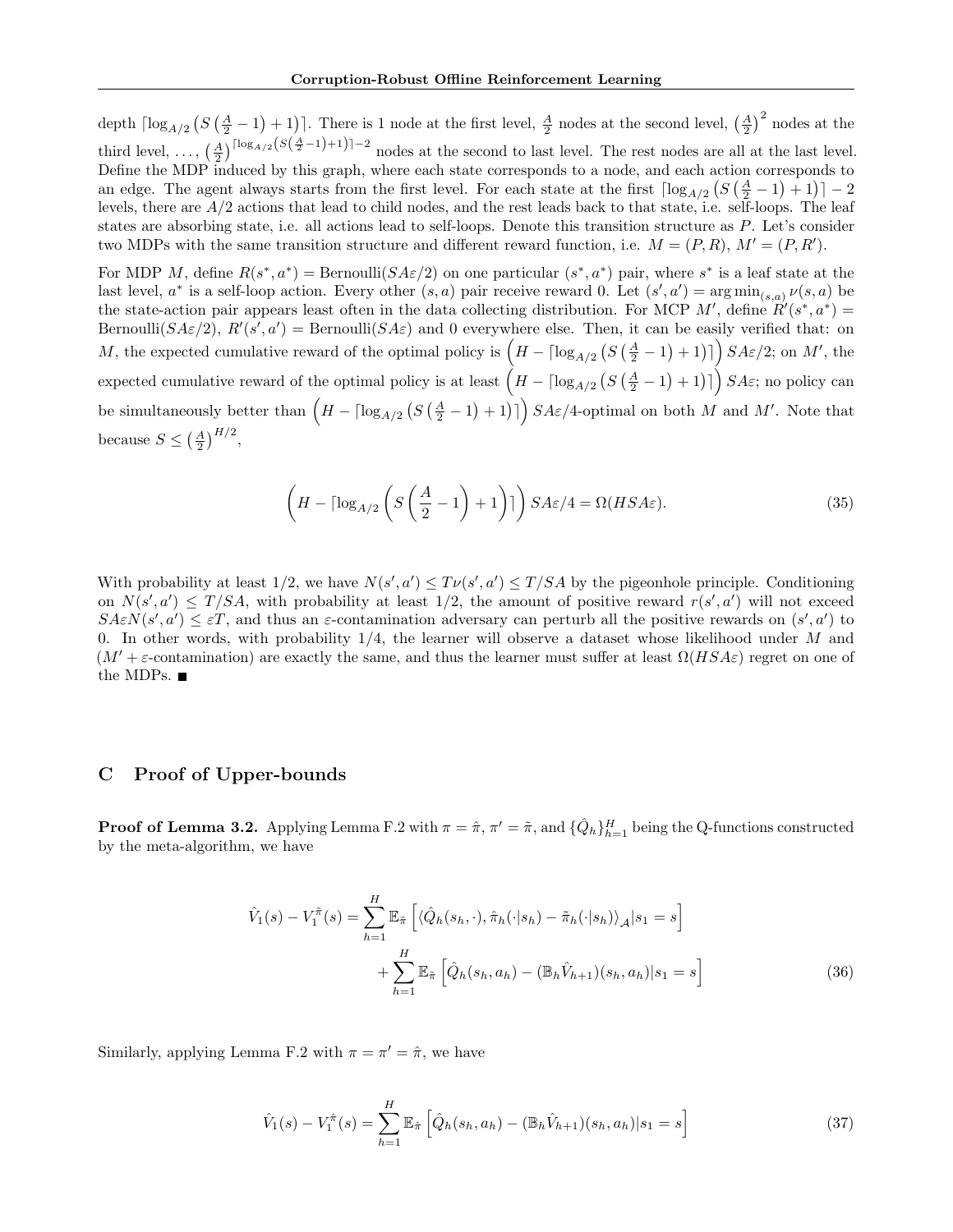depth $\lceil \log_{A/2}\left(S\left(\frac{A}{2}-1\right)+1\right)\rceil$. There is 1 node at the first level, $\frac{A}{2}$ nodes at the second level, $\left(\frac{A}{2}\right)^2$ nodes at the third level, ..., $\left(\frac{A}{2}\right)^{\lceil \log_{A/2}\left(S\left(\frac{A}{2}-1\right)+1\right)\rceil-2}$ nodes at the second to last level. The rest nodes are all at the last level. Define the MDP induced by this graph, where each state corresponds to a node, and each action corresponds to an edge. The agent always starts from the first level. For each state at the first $\lceil \log_{A/2}\left(S\left(\frac{A}{2}-1\right)+1\right)\rceil-2$ levels, there are $A/2$ actions that lead to child nodes, and the rest leads back to that state, i.e. self-loops. The leaf states are absorbing state, i.e. all actions lead to self-loops. Denote this transition structure as $P$. Let's consider two MDPs with the same transition structure and different reward function, i.e. $M=(P,R)$, $M'=(P,R')$.

For MDP $M$, define $R(s^*,a^*)=\text{Bernoulli}(SA\varepsilon/2)$ on one particular $(s^*,a^*)$ pair, where $s^*$ is a leaf state at the last level, $a^*$ is a self-loop action. Every other $(s,a)$ pair receive reward 0. Let $(s',a')=\arg\min_{(s,a)}\nu(s,a)$ be the state-action pair appears least often in the data collecting distribution. For MCP $M'$, define $R'(s^*,a^*)=\text{Bernoulli}(SA\varepsilon/2)$, $R'(s',a')=\text{Bernoulli}(SA\varepsilon)$ and 0 everywhere else. Then, it can be easily verified that: on $M$, the expected cumulative reward of the optimal policy is $\left(H-\lceil \log_{A/2}\left(S\left(\frac{A}{2}-1\right)+1\right)\rceil\right)SA\varepsilon/2$; on $M'$, the expected cumulative reward of the optimal policy is at least $\left(H-\lceil \log_{A/2}\left(S\left(\frac{A}{2}-1\right)+1\right)\rceil\right)SA\varepsilon$; no policy can be simultaneously better than $\left(H-\lceil \log_{A/2}\left(S\left(\frac{A}{2}-1\right)+1\right)\rceil\right)SA\varepsilon/4$-optimal on both $M$ and $M'$. Note that because $S\le\left(\frac{A}{2}\right)^{H/2}$,

$$\left(H-\lceil \log_{A/2}\left(S\left(\frac{A}{2}-1\right)+1\right)\rceil\right)SA\varepsilon/4=\Omega(HSA\varepsilon). \tag{35}$$

With probability at least 1/2, we have $N(s',a')\le T\nu(s',a')\le T/SA$ by the pigeonhole principle. Conditioning on $N(s',a')\le T/SA$, with probability at least 1/2, the amount of positive reward $r(s',a')$ will not exceed $SA\varepsilon N(s',a')\le\varepsilon T$, and thus an $\varepsilon$-contamination adversary can perturb all the positive rewards on $(s',a')$ to 0. In other words, with probability 1/4, the learner will observe a dataset whose likelihood under $M$ and ($M'+\varepsilon$-contamination) are exactly the same, and thus the learner must suffer at least $\Omega(HSA\varepsilon)$ regret on one of the MDPs. ■

# C Proof of Upper-bounds

**Proof of Lemma 3.2.** Applying Lemma F.2 with $\pi=\hat{\pi}$, $\pi'=\tilde{\pi}$, and $\{\hat{Q}_h\}_{h=1}^H$ being the Q-functions constructed by the meta-algorithm, we have

$$\begin{aligned}\hat{V}_1(s)-V_1^{\tilde{\pi}}(s)=&\sum_{h=1}^H\mathbb{E}_{\tilde{\pi}}\left[\langle\hat{Q}_h(s_h,\cdot),\hat{\pi}_h(\cdot|s_h)-\tilde{\pi}_h(\cdot|s_h)\rangle_{\mathcal{A}}|s_1=s\right]\\&+\sum_{h=1}^H\mathbb{E}_{\tilde{\pi}}\left[\hat{Q}_h(s_h,a_h)-(\mathbb{B}_h\hat{V}_{h+1})(s_h,a_h)|s_1=s\right]\end{aligned} \tag{36}$$

Similarly, applying Lemma F.2 with $\pi=\pi'=\hat{\pi}$, we have

$$\hat{V}_1(s)-V_1^{\hat{\pi}}(s)=\sum_{h=1}^H\mathbb{E}_{\hat{\pi}}\left[\hat{Q}_h(s_h,a_h)-(\mathbb{B}_h\hat{V}_{h+1})(s_h,a_h)|s_1=s\right] \tag{37}$$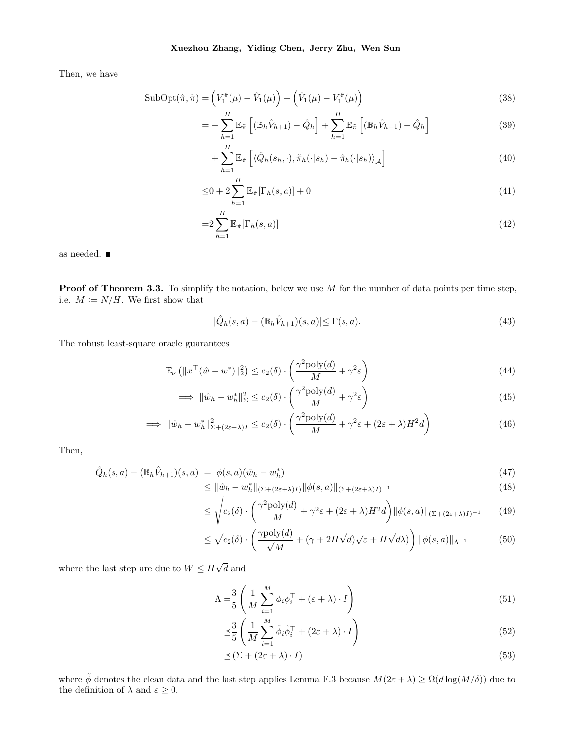Then, we have

$$
\begin{aligned}
\text{SubOpt}(\hat{\pi}, \tilde{\pi}) =& \Big(V_1^{\hat{\pi}}(\mu) - \hat{V}_1(\mu)\Big) + \Big(\hat{V}_1(\mu) - V_1^{\tilde{\pi}}(\mu)\Big) & (38)\\
=& -\sum_{h=1}^{H} \mathbb{E}_{\tilde{\pi}}\left[(\mathbb{B}_h \hat{V}_{h+1}) - \hat{Q}_h\right] + \sum_{h=1}^{H} \mathbb{E}_{\tilde{\pi}}\left[(\mathbb{B}_h \hat{V}_{h+1}) - \hat{Q}_h\right] & (39)\\
&+ \sum_{h=1}^{H} \mathbb{E}_{\tilde{\pi}}\left[\langle \hat{Q}_h(s_h, \cdot), \tilde{\pi}_h(\cdot|s_h) - \hat{\pi}_h(\cdot|s_h)\rangle_{\mathcal{A}}\right] & (40)\\
\le& 0 + 2\sum_{h=1}^{H} \mathbb{E}_{\tilde{\pi}}[\Gamma_h(s,a)] + 0 & (41)\\
=& 2\sum_{h=1}^{H} \mathbb{E}_{\tilde{\pi}}[\Gamma_h(s,a)] & (42)
\end{aligned}
$$

as needed. ■

**Proof of Theorem 3.3.** To simplify the notation, below we use $M$ for the number of data points per time step, i.e. $M := N/H$. We first show that

$$
|\hat{Q}_h(s,a) - (\mathbb{B}_h \hat{V}_{h+1})(s,a)| \le \Gamma(s,a). \tag{43}
$$

The robust least-square oracle guarantees

$$
\begin{aligned}
\mathbb{E}_{\nu}\left(\|x^\top(\hat{w} - w^*)\|_2^2\right) &\le c_2(\delta) \cdot \left(\frac{\gamma^2 \text{poly}(d)}{M} + \gamma^2 \varepsilon\right) & (44)\\
\implies \|\hat{w}_h - w_h^*\|_{\Sigma}^2 &\le c_2(\delta) \cdot \left(\frac{\gamma^2 \text{poly}(d)}{M} + \gamma^2 \varepsilon\right) & (45)\\
\implies \|\hat{w}_h - w_h^*\|_{\Sigma + (2\varepsilon+\lambda)I}^2 &\le c_2(\delta) \cdot \left(\frac{\gamma^2 \text{poly}(d)}{M} + \gamma^2 \varepsilon + (2\varepsilon + \lambda) H^2 d\right) & (46)
\end{aligned}
$$

Then,

$$
\begin{aligned}
|\hat{Q}_h(s,a) - (\mathbb{B}_h \hat{V}_{h+1})(s,a)| &= |\phi(s,a)(\hat{w}_h - w_h^*)| & (47)\\
&\le \|\hat{w}_h - w_h^*\|_{(\Sigma + (2\varepsilon+\lambda)I)} \|\phi(s,a)\|_{(\Sigma + (2\varepsilon+\lambda)I)^{-1}} & (48)\\
&\le \sqrt{c_2(\delta) \cdot \left(\frac{\gamma^2 \text{poly}(d)}{M} + \gamma^2 \varepsilon + (2\varepsilon+\lambda) H^2 d\right)} \|\phi(s,a)\|_{(\Sigma + (2\varepsilon+\lambda)I)^{-1}} & (49)\\
&\le \sqrt{c_2(\delta)} \cdot \left(\frac{\gamma \text{poly}(d)}{\sqrt{M}} + (\gamma + 2H\sqrt{d})\sqrt{\varepsilon} + H\sqrt{d\lambda}\right) \|\phi(s,a)\|_{\Lambda^{-1}} & (50)
\end{aligned}
$$

where the last step are due to $W \le H\sqrt{d}$ and

$$
\begin{aligned}
\Lambda =& \frac{3}{5}\left(\frac{1}{M}\sum_{i=1}^{M} \phi_i \phi_i^\top + (\varepsilon + \lambda) \cdot I\right) & (51)\\
\preceq& \frac{3}{5}\left(\frac{1}{M}\sum_{i=1}^{M} \tilde{\phi}_i \tilde{\phi}_i^\top + (2\varepsilon + \lambda) \cdot I\right) & (52)\\
\preceq& \left(\Sigma + (2\varepsilon + \lambda) \cdot I\right) & (53)
\end{aligned}
$$

where $\tilde{\phi}$ denotes the clean data and the last step applies Lemma F.3 because $M(2\varepsilon + \lambda) \ge \Omega(d \log(M/\delta))$ due to the definition of $\lambda$ and $\varepsilon \ge 0$.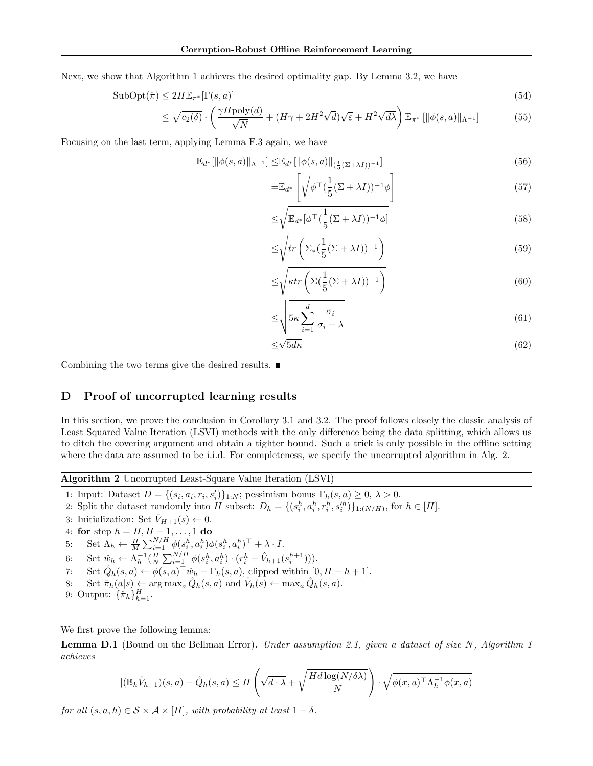Next, we show that Algorithm 1 achieves the desired optimality gap. By Lemma 3.2, we have

$$\text{SubOpt}(\hat{\pi}) \leq 2H\mathbb{E}_{\pi^*}[\Gamma(s,a)] \tag{54}$$

$$\leq \sqrt{c_2(\delta)} \cdot \left(\frac{\gamma H \text{poly}(d)}{\sqrt{N}} + (H\gamma + 2H^2\sqrt{d})\sqrt{\varepsilon} + H^2\sqrt{d\lambda}\right) \mathbb{E}_{\pi^*}\left[\|\phi(s,a)\|_{\Lambda^{-1}}\right] \tag{55}$$

Focusing on the last term, applying Lemma F.3 again, we have

$$\mathbb{E}_{d^*}[\|\phi(s,a)\|_{\Lambda^{-1}}] \leq \mathbb{E}_{d^*}[\|\phi(s,a)\|_{(\frac{1}{5}(\Sigma+\lambda I))^{-1}}] \tag{56}$$

$$= \mathbb{E}_{d^*}\left[\sqrt{\phi^\top(\frac{1}{5}(\Sigma+\lambda I))^{-1}\phi}\right] \tag{57}$$

$$\leq \sqrt{\mathbb{E}_{d^*}[\phi^\top(\frac{1}{5}(\Sigma+\lambda I))^{-1}\phi]} \tag{58}$$

$$\leq \sqrt{tr\left(\Sigma_*(\frac{1}{5}(\Sigma+\lambda I))^{-1}\right)} \tag{59}$$

$$\leq \sqrt{\kappa tr\left(\Sigma(\frac{1}{5}(\Sigma+\lambda I))^{-1}\right)} \tag{60}$$

$$\leq \sqrt{5\kappa\sum_{i=1}^{d}\frac{\sigma_i}{\sigma_i+\lambda}} \tag{61}$$

$$\leq \sqrt{5d\kappa} \tag{62}$$

Combining the two terms give the desired results. ■

## D Proof of uncorrupted learning results

In this section, we prove the conclusion in Corollary 3.1 and 3.2. The proof follows closely the classic analysis of Least Squared Value Iteration (LSVI) methods with the only difference being the data splitting, which allows us to ditch the covering argument and obtain a tighter bound. Such a trick is only possible in the offline setting where the data are assumed to be i.i.d. For completeness, we specify the uncorrupted algorithm in Alg. 2.

**Algorithm 2** Uncorrupted Least-Square Value Iteration (LSVI)

1: Input: Dataset $D = \{(s_i, a_i, r_i, s_i')\}_{1:N}$; pessimism bonus $\Gamma_h(s,a) \geq 0$, $\lambda > 0$.
2: Split the dataset randomly into $H$ subset: $D_h = \{(s_i^h, a_i^h, r_i^h, s_i'^h)\}_{1:(N/H)}$, for $h \in [H]$.
3: Initialization: Set $\hat{V}_{H+1}(s) \leftarrow 0$.
4: **for** step $h = H, H-1, \ldots, 1$ **do**
5: Set $\Lambda_h \leftarrow \frac{H}{M}\sum_{i=1}^{N/H}\phi(s_i^h, a_i^h)\phi(s_i^h, a_i^h)^\top + \lambda \cdot I$.
6: Set $\hat{w}_h \leftarrow \Lambda_h^{-1}(\frac{H}{N}\sum_{i=1}^{N/H}\phi(s_i^h, a_i^h) \cdot (r_i^h + \hat{V}_{h+1}(s_i^{h+1})))$.
7: Set $\hat{Q}_h(s,a) \leftarrow \phi(s,a)^\top\hat{w}_h - \Gamma_h(s,a)$, clipped within $[0, H-h+1]$.
8: Set $\hat{\pi}_h(a|s) \leftarrow \arg\max_a \hat{Q}_h(s,a)$ and $\hat{V}_h(s) \leftarrow \max_a \hat{Q}_h(s,a)$.
9: Output: $\{\hat{\pi}_h\}_{h=1}^H$.

We first prove the following lemma:

**Lemma D.1** (Bound on the Bellman Error)**.** *Under assumption 2.1, given a dataset of size $N$, Algorithm 1 achieves*

$$|(\mathbb{B}_h\hat{V}_{h+1})(s,a) - \hat{Q}_h(s,a)| \leq H\left(\sqrt{d\cdot\lambda} + \sqrt{\frac{Hd\log(N/\delta\lambda)}{N}}\right) \cdot \sqrt{\phi(x,a)^\top\Lambda_h^{-1}\phi(x,a)}$$

*for all $(s,a,h) \in \mathcal{S}\times\mathcal{A}\times[H]$, with probability at least $1-\delta$.*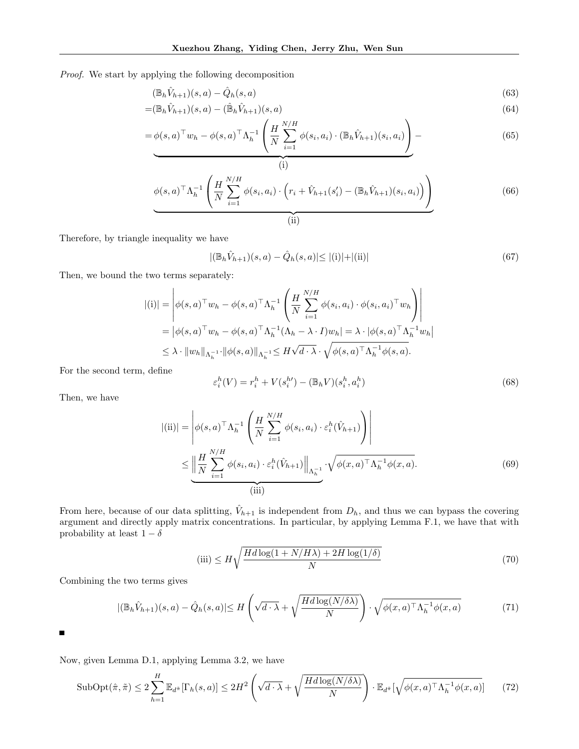*Proof.* We start by applying the following decomposition

$$
\begin{aligned}
&(\mathbb{B}_h \hat{V}_{h+1})(s,a) - \hat{Q}_h(s,a) && (63)\\
=&(\mathbb{B}_h \hat{V}_{h+1})(s,a) - (\hat{\mathbb{B}}_h \hat{V}_{h+1})(s,a) && (64)\\
=&\underbrace{\phi(s,a)^\top w_h - \phi(s,a)^\top \Lambda_h^{-1}\left(\frac{H}{N}\sum_{i=1}^{N/H}\phi(s_i,a_i)\cdot(\mathbb{B}_h\hat{V}_{h+1})(s_i,a_i)\right)}_{\text{(i)}} - && (65)\\
&\underbrace{\phi(s,a)^\top \Lambda_h^{-1}\left(\frac{H}{N}\sum_{i=1}^{N/H}\phi(s_i,a_i)\cdot\left(r_i + \hat{V}_{h+1}(s_i') - (\mathbb{B}_h\hat{V}_{h+1})(s_i,a_i)\right)\right)}_{\text{(ii)}} && (66)
\end{aligned}
$$

Therefore, by triangle inequality we have

$$
|(\mathbb{B}_h \hat{V}_{h+1})(s,a) - \hat{Q}_h(s,a)| \le |\text{(i)}| + |\text{(ii)}| \tag{67}
$$

Then, we bound the two terms separately:

$$
\begin{aligned}
|\text{(i)}| &= \left|\phi(s,a)^\top w_h - \phi(s,a)^\top \Lambda_h^{-1}\left(\frac{H}{N}\sum_{i=1}^{N/H}\phi(s_i,a_i)\cdot\phi(s_i,a_i)^\top w_h\right)\right| \\
&= \left|\phi(s,a)^\top w_h - \phi(s,a)^\top \Lambda_h^{-1}(\Lambda_h - \lambda\cdot I)w_h\right| = \lambda\cdot\left|\phi(s,a)^\top\Lambda_h^{-1}w_h\right| \\
&\le \lambda\cdot\|w_h\|_{\Lambda_h^{-1}}\cdot\|\phi(s,a)\|_{\Lambda_h^{-1}} \le H\sqrt{d\cdot\lambda}\cdot\sqrt{\phi(s,a)^\top\Lambda_h^{-1}\phi(s,a)}.
\end{aligned}
$$

For the second term, define

$$
\varepsilon_i^h(V) = r_i^h + V(s_i^{h\prime}) - (\mathbb{B}_h V)(s_i^h, a_i^h) \tag{68}
$$

Then, we have

$$
\begin{aligned}
|\text{(ii)}| &= \left|\phi(s,a)^\top\Lambda_h^{-1}\left(\frac{H}{N}\sum_{i=1}^{N/H}\phi(s_i,a_i)\cdot\varepsilon_i^h(\hat{V}_{h+1})\right)\right| \\
&\le \underbrace{\left\|\frac{H}{N}\sum_{i=1}^{N/H}\phi(s_i,a_i)\cdot\varepsilon_i^h(\hat{V}_{h+1})\right\|_{\Lambda_h^{-1}}}_{\text{(iii)}}\cdot\sqrt{\phi(x,a)^\top\Lambda_h^{-1}\phi(x,a)}. && (69)
\end{aligned}
$$

From here, because of our data splitting, $\hat{V}_{h+1}$ is independent from $D_h$, and thus we can bypass the covering argument and directly apply matrix concentrations. In particular, by applying Lemma F.1, we have that with probability at least $1-\delta$

$$
\text{(iii)} \le H\sqrt{\frac{Hd\log(1+N/H\lambda) + 2H\log(1/\delta)}{N}} \tag{70}
$$

Combining the two terms gives

$$
|(\mathbb{B}_h\hat{V}_{h+1})(s,a) - \hat{Q}_h(s,a)| \le H\left(\sqrt{d\cdot\lambda} + \sqrt{\frac{Hd\log(N/\delta\lambda)}{N}}\right)\cdot\sqrt{\phi(x,a)^\top\Lambda_h^{-1}\phi(x,a)} \tag{71}
$$

■

Now, given Lemma D.1, applying Lemma 3.2, we have

$$
\text{SubOpt}(\hat{\pi},\tilde{\pi}) \le 2\sum_{h=1}^{H}\mathbb{E}_{d^{\tilde{\pi}}}[\Gamma_h(s,a)] \le 2H^2\left(\sqrt{d\cdot\lambda} + \sqrt{\frac{Hd\log(N/\delta\lambda)}{N}}\right)\cdot\mathbb{E}_{d^{\tilde{\pi}}}[\sqrt{\phi(x,a)^\top\Lambda_h^{-1}\phi(x,a)}] \tag{72}
$$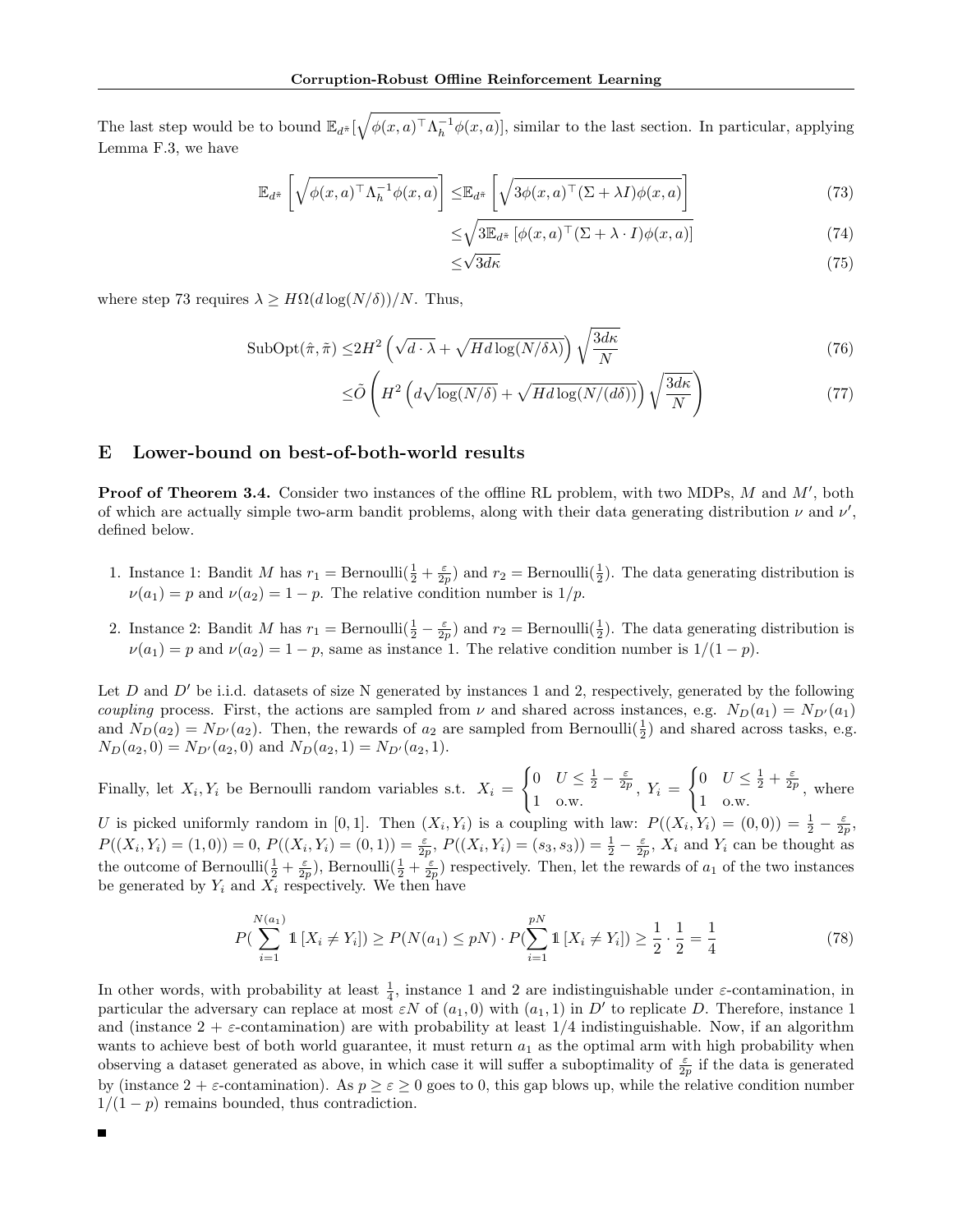The last step would be to bound $\mathbb{E}_{d^{\tilde{\pi}}}[\sqrt{\phi(x,a)^\top \Lambda_h^{-1}\phi(x,a)}]$, similar to the last section. In particular, applying Lemma F.3, we have

$$\mathbb{E}_{d^{\tilde{\pi}}}\left[\sqrt{\phi(x,a)^\top \Lambda_h^{-1}\phi(x,a)}\right] \leq \mathbb{E}_{d^{\tilde{\pi}}}\left[\sqrt{3\phi(x,a)^\top (\Sigma+\lambda I)\phi(x,a)}\right] \tag{73}$$

$$\leq \sqrt{3\mathbb{E}_{d^{\tilde{\pi}}}\left[\phi(x,a)^\top (\Sigma+\lambda\cdot I)\phi(x,a)\right]} \tag{74}$$

$$\leq \sqrt{3d\kappa} \tag{75}$$

where step 73 requires $\lambda \geq H\Omega(d\log(N/\delta))/N$. Thus,

$$\text{SubOpt}(\hat{\pi},\tilde{\pi}) \leq 2H^2\left(\sqrt{d\cdot\lambda}+\sqrt{Hd\log(N/\delta\lambda)}\right)\sqrt{\frac{3d\kappa}{N}} \tag{76}$$

$$\leq \tilde{O}\left(H^2\left(d\sqrt{\log(N/\delta)}+\sqrt{Hd\log(N/(d\delta))}\right)\sqrt{\frac{3d\kappa}{N}}\right) \tag{77}$$

# E Lower-bound on best-of-both-world results

**Proof of Theorem 3.4.** Consider two instances of the offline RL problem, with two MDPs, $M$ and $M'$, both of which are actually simple two-arm bandit problems, along with their data generating distribution $\nu$ and $\nu'$, defined below.

1. Instance 1: Bandit $M$ has $r_1 = \text{Bernoulli}(\frac{1}{2}+\frac{\varepsilon}{2p})$ and $r_2 = \text{Bernoulli}(\frac{1}{2})$. The data generating distribution is $\nu(a_1) = p$ and $\nu(a_2) = 1-p$. The relative condition number is $1/p$.
2. Instance 2: Bandit $M$ has $r_1 = \text{Bernoulli}(\frac{1}{2}-\frac{\varepsilon}{2p})$ and $r_2 = \text{Bernoulli}(\frac{1}{2})$. The data generating distribution is $\nu(a_1) = p$ and $\nu(a_2) = 1-p$, same as instance 1. The relative condition number is $1/(1-p)$.

Let $D$ and $D'$ be i.i.d. datasets of size N generated by instances 1 and 2, respectively, generated by the following *coupling* process. First, the actions are sampled from $\nu$ and shared across instances, e.g. $N_D(a_1) = N_{D'}(a_1)$ and $N_D(a_2) = N_{D'}(a_2)$. Then, the rewards of $a_2$ are sampled from Bernoulli($\frac{1}{2}$) and shared across tasks, e.g. $N_D(a_2,0) = N_{D'}(a_2,0)$ and $N_D(a_2,1) = N_{D'}(a_2,1)$.

Finally, let $X_i, Y_i$ be Bernoulli random variables s.t. $X_i = \begin{cases} 0 & U \leq \frac{1}{2}-\frac{\varepsilon}{2p} \\ 1 & \text{o.w.} \end{cases}$, $Y_i = \begin{cases} 0 & U \leq \frac{1}{2}+\frac{\varepsilon}{2p} \\ 1 & \text{o.w.} \end{cases}$, where $U$ is picked uniformly random in $[0,1]$. Then $(X_i, Y_i)$ is a coupling with law: $P((X_i,Y_i) = (0,0)) = \frac{1}{2}-\frac{\varepsilon}{2p}$, $P((X_i,Y_i) = (1,0)) = 0$, $P((X_i,Y_i) = (0,1)) = \frac{\varepsilon}{2p}$, $P((X_i,Y_i) = (s_3,s_3)) = \frac{1}{2}-\frac{\varepsilon}{2p}$, $X_i$ and $Y_i$ can be thought as the outcome of Bernoulli($\frac{1}{2}+\frac{\varepsilon}{2p}$), Bernoulli($\frac{1}{2}+\frac{\varepsilon}{2p}$) respectively. Then, let the rewards of $a_1$ of the two instances be generated by $Y_i$ and $X_i$ respectively. We then have

$$P\left(\sum_{i=1}^{N(a_1)} \mathbb{1}\left[X_i \neq Y_i\right]\right) \geq P(N(a_1) \leq pN)\cdot P\left(\sum_{i=1}^{pN}\mathbb{1}\left[X_i \neq Y_i\right]\right) \geq \frac{1}{2}\cdot\frac{1}{2} = \frac{1}{4} \tag{78}$$

In other words, with probability at least $\frac{1}{4}$, instance 1 and 2 are indistinguishable under $\varepsilon$-contamination, in particular the adversary can replace at most $\varepsilon N$ of $(a_1,0)$ with $(a_1,1)$ in $D'$ to replicate $D$. Therefore, instance 1 and (instance 2 + $\varepsilon$-contamination) are with probability at least $1/4$ indistinguishable. Now, if an algorithm wants to achieve best of both world guarantee, it must return $a_1$ as the optimal arm with high probability when observing a dataset generated as above, in which case it will suffer a suboptimality of $\frac{\varepsilon}{2p}$ if the data is generated by (instance 2 + $\varepsilon$-contamination). As $p \geq \varepsilon \geq 0$ goes to 0, this gap blows up, while the relative condition number $1/(1-p)$ remains bounded, thus contradiction.

■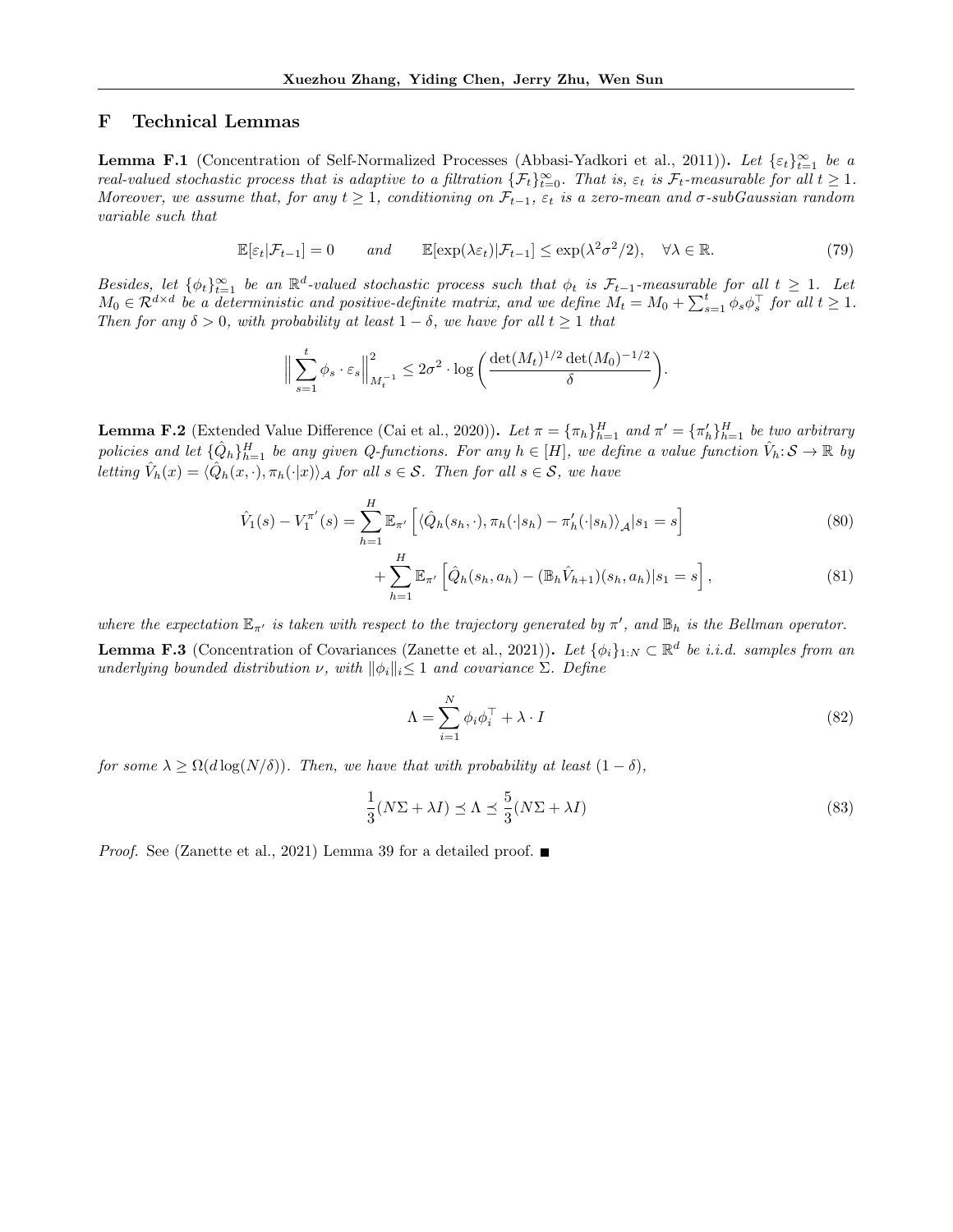## F Technical Lemmas

**Lemma F.1** (Concentration of Self-Normalized Processes (Abbasi-Yadkori et al., 2011))**.** *Let $\{\varepsilon_t\}_{t=1}^{\infty}$ be a real-valued stochastic process that is adaptive to a filtration $\{\mathcal{F}_t\}_{t=0}^{\infty}$. That is, $\varepsilon_t$ is $\mathcal{F}_t$-measurable for all $t \geq 1$. Moreover, we assume that, for any $t \geq 1$, conditioning on $\mathcal{F}_{t-1}$, $\varepsilon_t$ is a zero-mean and $\sigma$-subGaussian random variable such that*

$$\mathbb{E}[\varepsilon_t|\mathcal{F}_{t-1}] = 0 \qquad and \qquad \mathbb{E}[\exp(\lambda\varepsilon_t)|\mathcal{F}_{t-1}] \leq \exp(\lambda^2\sigma^2/2), \quad \forall \lambda \in \mathbb{R}. \tag{79}$$

*Besides, let $\{\phi_t\}_{t=1}^{\infty}$ be an $\mathbb{R}^d$-valued stochastic process such that $\phi_t$ is $\mathcal{F}_{t-1}$-measurable for all $t \geq 1$. Let $M_0 \in \mathcal{R}^{d\times d}$ be a deterministic and positive-definite matrix, and we define $M_t = M_0 + \sum_{s=1}^{t}\phi_s\phi_s^\top$ for all $t \geq 1$. Then for any $\delta > 0$, with probability at least $1-\delta$, we have for all $t \geq 1$ that*

$$\Big\|\sum_{s=1}^{t}\phi_s \cdot \varepsilon_s\Big\|_{M_t^{-1}}^2 \leq 2\sigma^2 \cdot \log\bigg(\frac{\det(M_t)^{1/2}\det(M_0)^{-1/2}}{\delta}\bigg).$$

**Lemma F.2** (Extended Value Difference (Cai et al., 2020))**.** *Let $\pi = \{\pi_h\}_{h=1}^{H}$ and $\pi' = \{\pi'_h\}_{h=1}^{H}$ be two arbitrary policies and let $\{\hat{Q}_h\}_{h=1}^{H}$ be any given Q-functions. For any $h \in [H]$, we define a value function $\hat{V}_h\colon \mathcal{S} \to \mathbb{R}$ by letting $\hat{V}_h(x) = \langle\hat{Q}_h(x,\cdot), \pi_h(\cdot|x)\rangle_{\mathcal{A}}$ for all $s \in \mathcal{S}$. Then for all $s \in \mathcal{S}$, we have*

$$\hat{V}_1(s) - V_1^{\pi'}(s) = \sum_{h=1}^{H}\mathbb{E}_{\pi'}\left[\langle\hat{Q}_h(s_h,\cdot), \pi_h(\cdot|s_h) - \pi'_h(\cdot|s_h)\rangle_{\mathcal{A}}|s_1 = s\right] \tag{80}$$

$$+ \sum_{h=1}^{H}\mathbb{E}_{\pi'}\left[\hat{Q}_h(s_h,a_h) - (\mathbb{B}_h\hat{V}_{h+1})(s_h,a_h)|s_1 = s\right], \tag{81}$$

*where the expectation $\mathbb{E}_{\pi'}$ is taken with respect to the trajectory generated by $\pi'$, and $\mathbb{B}_h$ is the Bellman operator.*

**Lemma F.3** (Concentration of Covariances (Zanette et al., 2021))**.** *Let $\{\phi_i\}_{1:N} \subset \mathbb{R}^d$ be i.i.d. samples from an underlying bounded distribution $\nu$, with $\|\phi_i\|_i \leq 1$ and covariance $\Sigma$. Define*

$$\Lambda = \sum_{i=1}^{N}\phi_i\phi_i^\top + \lambda \cdot I \tag{82}$$

*for some $\lambda \geq \Omega(d\log(N/\delta))$. Then, we have that with probability at least $(1-\delta)$,*

$$\frac{1}{3}(N\Sigma + \lambda I) \preceq \Lambda \preceq \frac{5}{3}(N\Sigma + \lambda I) \tag{83}$$

*Proof.* See (Zanette et al., 2021) Lemma 39 for a detailed proof. ■